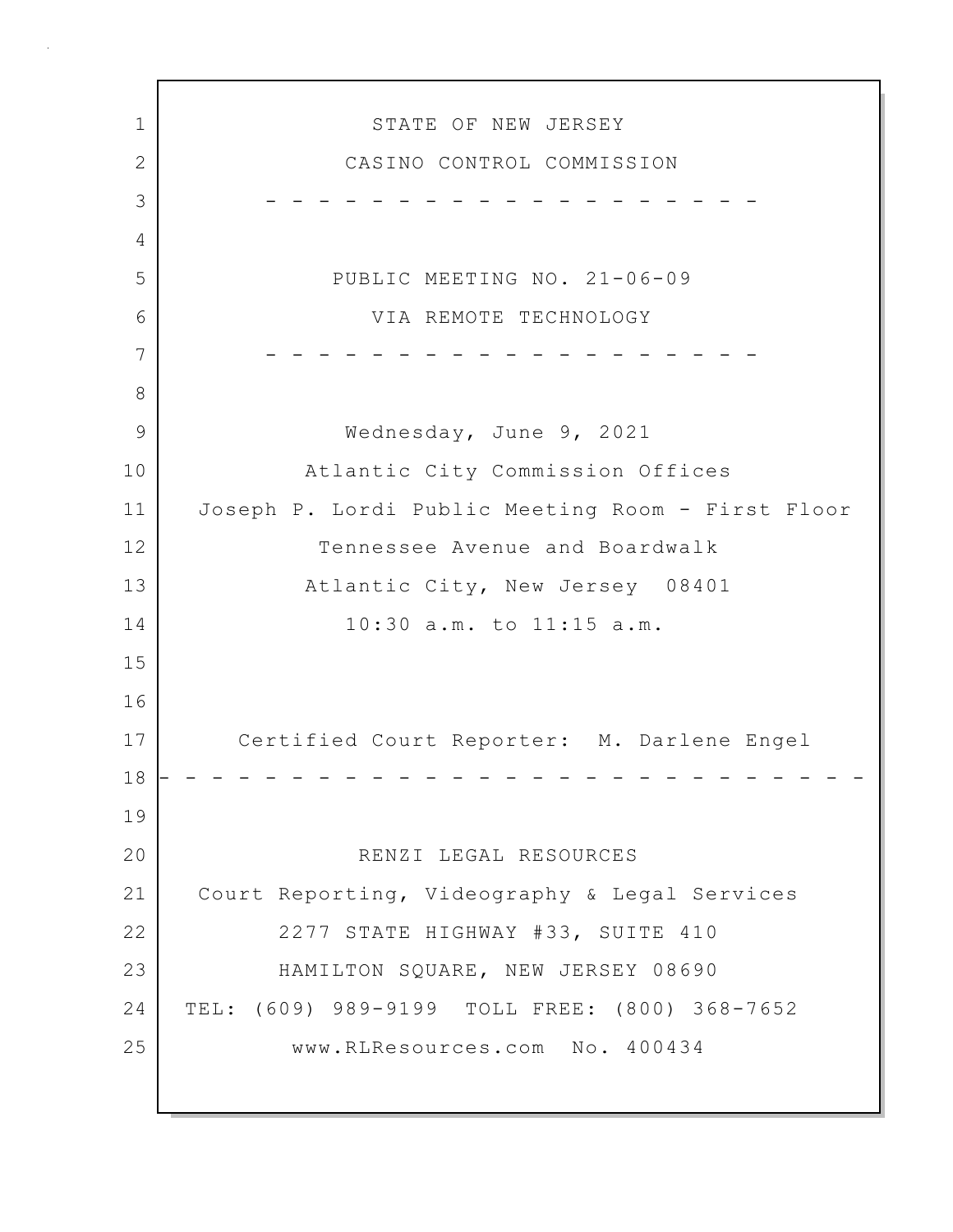STATE OF NEW JERSEY

CASINO CONTROL COMMISSION

- - - - - - - - - - - - - - - - - - - -

PUBLIC MEETING NO. 21-06-09

VIA REMOTE TECHNOLOGY

- - - - - - - - - - - - - - - - - - - -

Wednesday, June 9, 2021

Atlantic City Commission Offices

Joseph P. Lordi Public Meeting Room - First Floor

Tennessee Avenue and Boardwalk

Atlantic City, New Jersey 08401

10:30 a.m. to 11:15 a.m.

Certified Court Reporter: M. Darlene Engel

- - - - - - - - - - - - - - - - - - - - - - - - - - -

RENZI LEGAL RESOURCES

Court Reporting, Videography & Legal Services

2277 STATE HIGHWAY #33, SUITE 410

HAMILTON SQUARE, NEW JERSEY 08690

TEL: (609) 989-9199 TOLL FREE: (800) 368-7652

www.RLResources.com No. 400434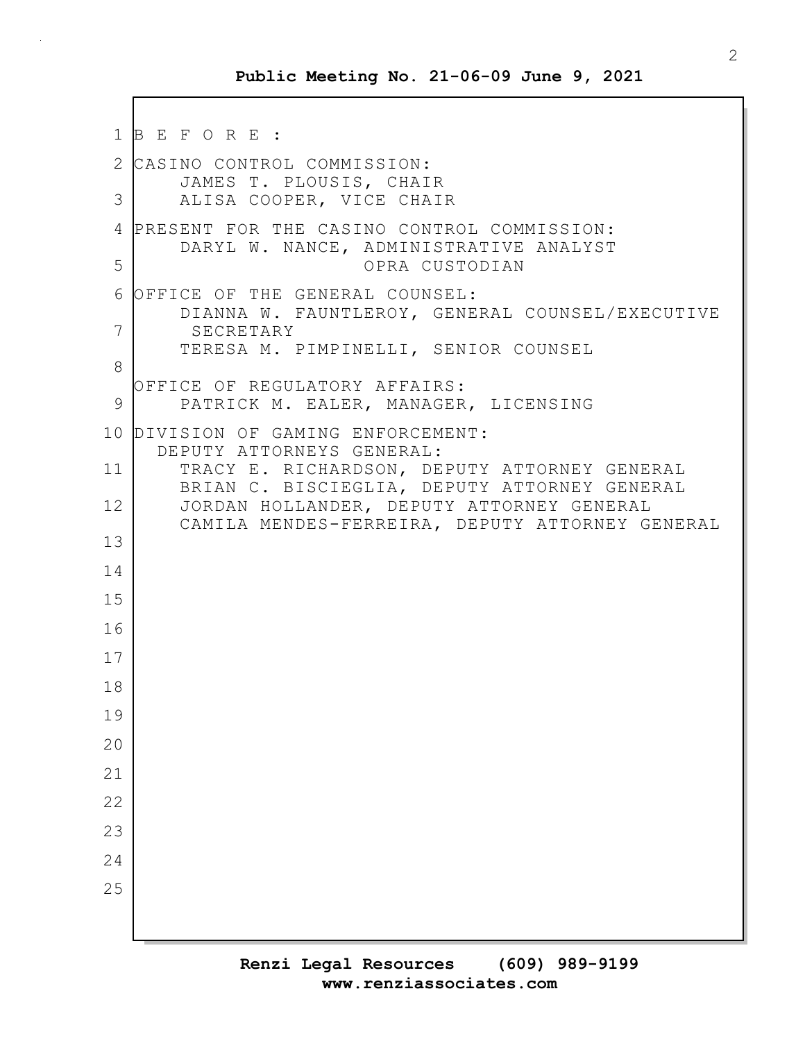B E F O R E :

CASINO CONTROL COMMISSION:
JAMES T. PLOUSIS, CHAIR
ALISA COOPER, VICE CHAIR

PRESENT FOR THE CASINO CONTROL COMMISSION:
DARYL W. NANCE, ADMINISTRATIVE ANALYST
OPRA CUSTODIAN

OFFICE OF THE GENERAL COUNSEL:
DIANNA W. FAUNTLEROY, GENERAL COUNSEL/EXECUTIVE SECRETARY
TERESA M. PIMPINELLI, SENIOR COUNSEL

OFFICE OF REGULATORY AFFAIRS:
PATRICK M. EALER, MANAGER, LICENSING

DIVISION OF GAMING ENFORCEMENT:
DEPUTY ATTORNEYS GENERAL:
TRACY E. RICHARDSON, DEPUTY ATTORNEY GENERAL
BRIAN C. BISCIEGLIA, DEPUTY ATTORNEY GENERAL
JORDAN HOLLANDER, DEPUTY ATTORNEY GENERAL
CAMILA MENDES-FERREIRA, DEPUTY ATTORNEY GENERAL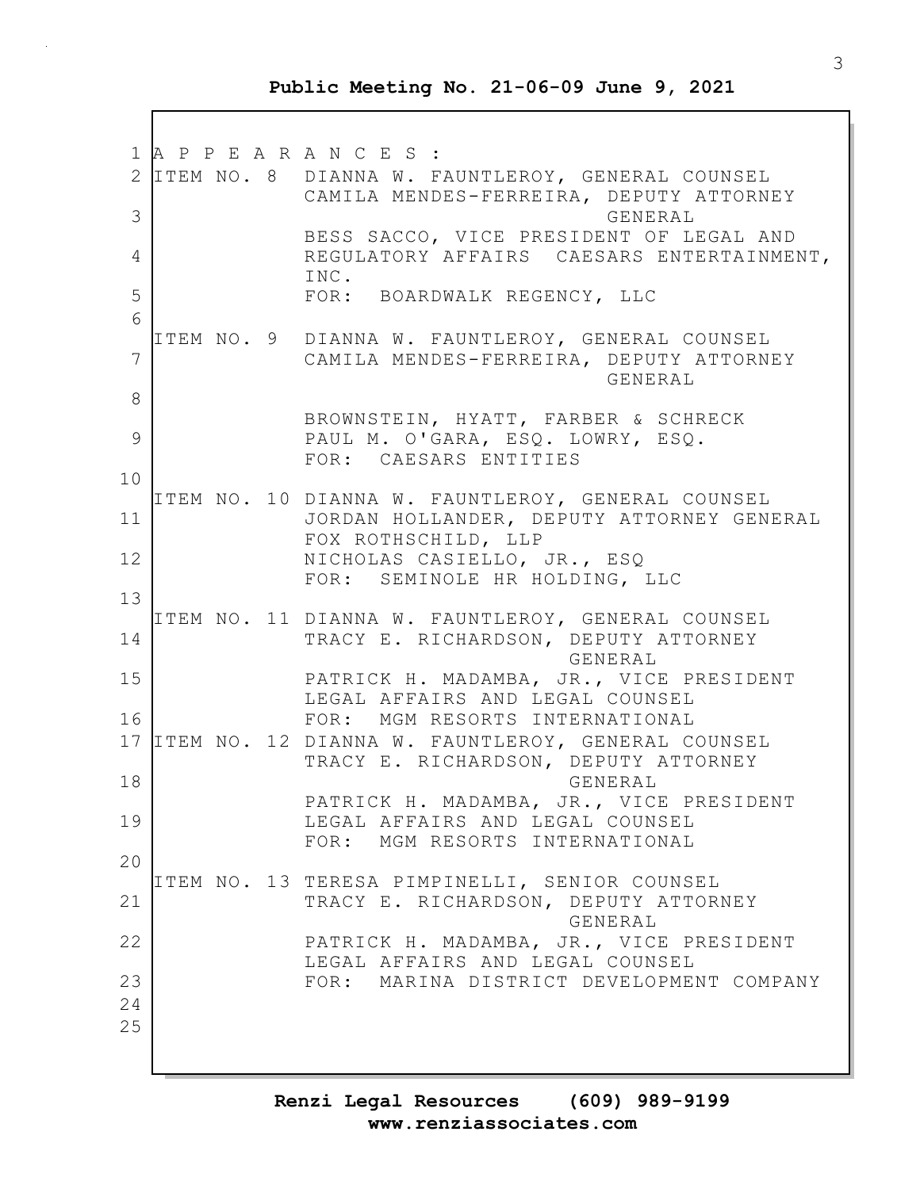APPEARANCES:

ITEM NO. 8 DIANNA W. FAUNTLEROY, GENERAL COUNSEL
CAMILA MENDES-FERREIRA, DEPUTY ATTORNEY GENERAL
BESS SACCO, VICE PRESIDENT OF LEGAL AND REGULATORY AFFAIRS CAESARS ENTERTAINMENT, INC.
FOR: BOARDWALK REGENCY, LLC

ITEM NO. 9 DIANNA W. FAUNTLEROY, GENERAL COUNSEL
CAMILA MENDES-FERREIRA, DEPUTY ATTORNEY GENERAL

BROWNSTEIN, HYATT, FARBER & SCHRECK
PAUL M. O'GARA, ESQ. LOWRY, ESQ.
FOR: CAESARS ENTITIES

ITEM NO. 10 DIANNA W. FAUNTLEROY, GENERAL COUNSEL
JORDAN HOLLANDER, DEPUTY ATTORNEY GENERAL
FOX ROTHSCHILD, LLP
NICHOLAS CASIELLO, JR., ESQ
FOR: SEMINOLE HR HOLDING, LLC

ITEM NO. 11 DIANNA W. FAUNTLEROY, GENERAL COUNSEL
TRACY E. RICHARDSON, DEPUTY ATTORNEY GENERAL
PATRICK H. MADAMBA, JR., VICE PRESIDENT LEGAL AFFAIRS AND LEGAL COUNSEL
FOR: MGM RESORTS INTERNATIONAL

ITEM NO. 12 DIANNA W. FAUNTLEROY, GENERAL COUNSEL
TRACY E. RICHARDSON, DEPUTY ATTORNEY GENERAL
PATRICK H. MADAMBA, JR., VICE PRESIDENT LEGAL AFFAIRS AND LEGAL COUNSEL
FOR: MGM RESORTS INTERNATIONAL

ITEM NO. 13 TERESA PIMPINELLI, SENIOR COUNSEL
TRACY E. RICHARDSON, DEPUTY ATTORNEY GENERAL
PATRICK H. MADAMBA, JR., VICE PRESIDENT LEGAL AFFAIRS AND LEGAL COUNSEL
FOR: MARINA DISTRICT DEVELOPMENT COMPANY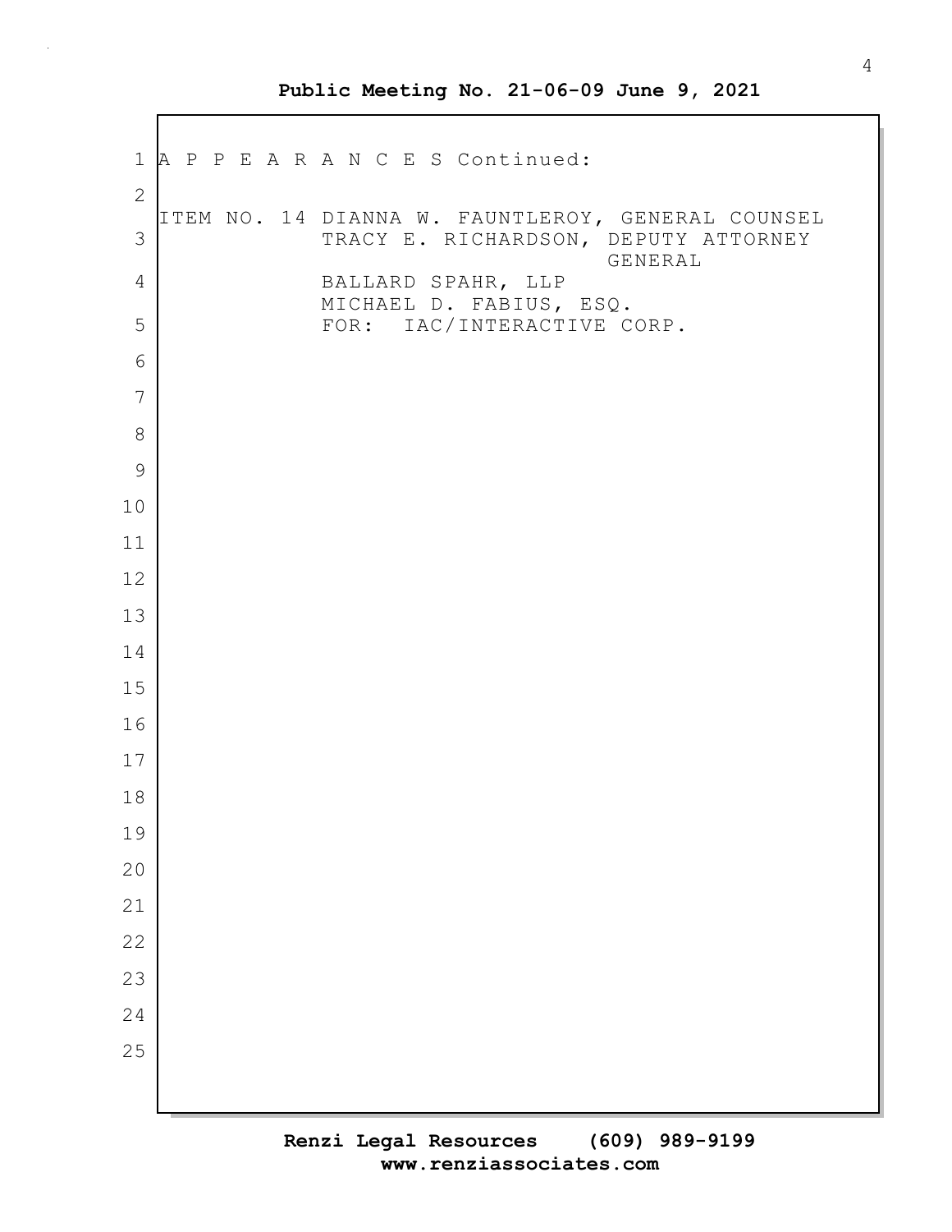A P P E A R A N C E S Continued:

ITEM NO. 14 DIANNA W. FAUNTLEROY, GENERAL COUNSEL
TRACY E. RICHARDSON, DEPUTY ATTORNEY GENERAL
BALLARD SPAHR, LLP
MICHAEL D. FABIUS, ESQ.
FOR: IAC/INTERACTIVE CORP.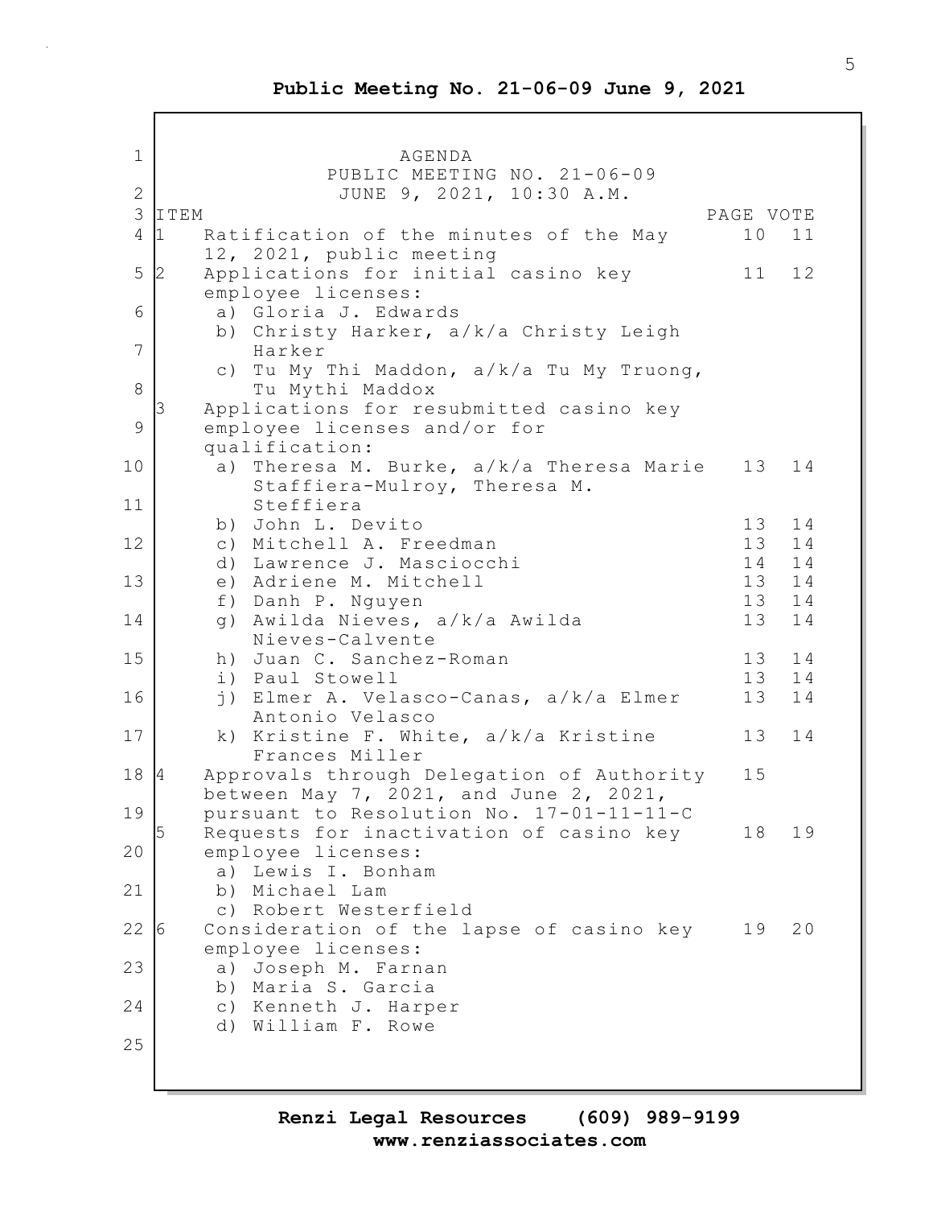**Public Meeting No. 21-06-09 June 9, 2021**

AGENDA
PUBLIC MEETING NO. 21-06-09
JUNE 9, 2021, 10:30 A.M.

| ITEM | | PAGE | VOTE |
|---|---|---|---|
| 1 | Ratification of the minutes of the May 12, 2021, public meeting | 10 | 11 |
| 2 | Applications for initial casino key employee licenses: | 11 | 12 |
| | a) Gloria J. Edwards | | |
| | b) Christy Harker, a/k/a Christy Leigh Harker | | |
| | c) Tu My Thi Maddon, a/k/a Tu My Truong, Tu Mythi Maddox | | |
| 3 | Applications for resubmitted casino key employee licenses and/or for qualification: | | |
| | a) Theresa M. Burke, a/k/a Theresa Marie Staffiera-Mulroy, Theresa M. Steffiera | 13 | 14 |
| | b) John L. Devito | 13 | 14 |
| | c) Mitchell A. Freedman | 13 | 14 |
| | d) Lawrence J. Masciocchi | 14 | 14 |
| | e) Adriene M. Mitchell | 13 | 14 |
| | f) Danh P. Nguyen | 13 | 14 |
| | g) Awilda Nieves, a/k/a Awilda Nieves-Calvente | 13 | 14 |
| | h) Juan C. Sanchez-Roman | 13 | 14 |
| | i) Paul Stowell | 13 | 14 |
| | j) Elmer A. Velasco-Canas, a/k/a Elmer Antonio Velasco | 13 | 14 |
| | k) Kristine F. White, a/k/a Kristine Frances Miller | 13 | 14 |
| 4 | Approvals through Delegation of Authority between May 7, 2021, and June 2, 2021, pursuant to Resolution No. 17-01-11-11-C | 15 | |
| 5 | Requests for inactivation of casino key employee licenses: | 18 | 19 |
| | a) Lewis I. Bonham | | |
| | b) Michael Lam | | |
| | c) Robert Westerfield | | |
| 6 | Consideration of the lapse of casino key employee licenses: | 19 | 20 |
| | a) Joseph M. Farnan | | |
| | b) Maria S. Garcia | | |
| | c) Kenneth J. Harper | | |
| | d) William F. Rowe | | |

**Renzi Legal Resources (609) 989-9199**
**www.renziassociates.com**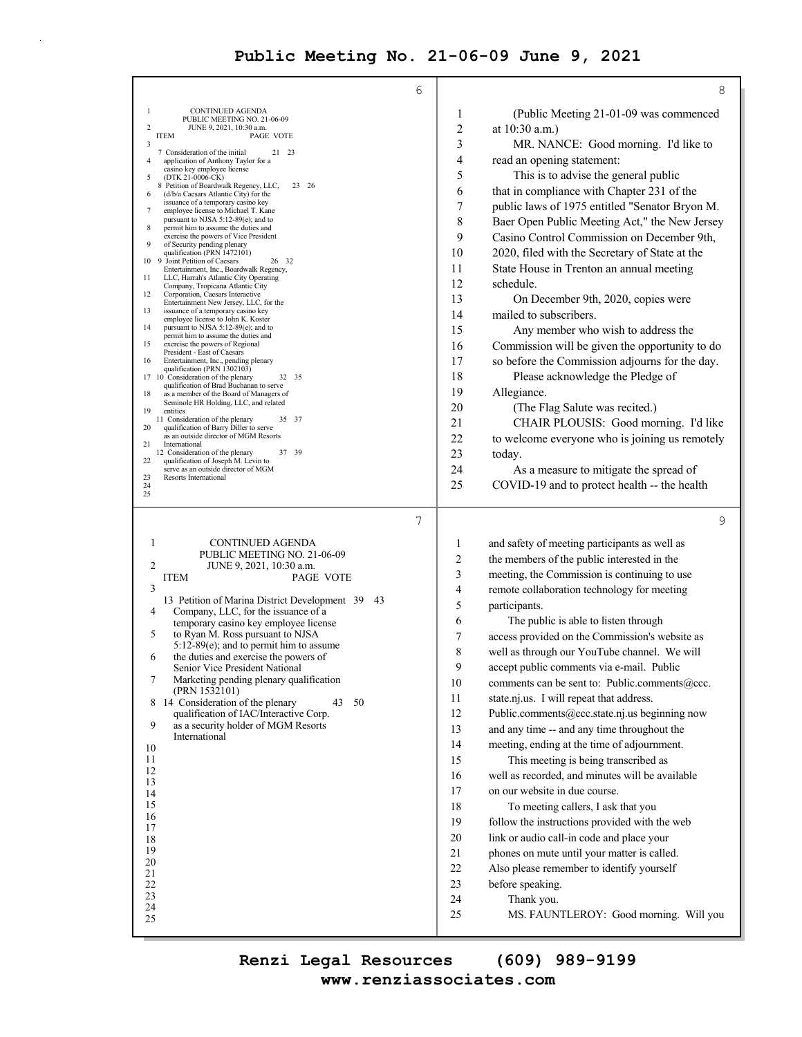CONTINUED AGENDA
PUBLIC MEETING NO. 21-06-09
JUNE 9, 2021, 10:30 a.m.

| ITEM | PAGE | VOTE |
|---|---|---|
| 7 Consideration of the initial application of Anthony Taylor for a casino key employee license (DTK 21-0006-CK) | 21 | 23 |
| 8 Petition of Boardwalk Regency, LLC, (d/b/a Caesars Atlantic City) for the issuance of a temporary casino key employee license to Michael T. Kane pursuant to NJSA 5:12-89(e); and to permit him to assume the duties and exercise the powers of Vice President of Security pending plenary qualification (PRN 1472101) | 23 | 26 |
| 9 Joint Petition of Caesars Entertainment, Inc., Boardwalk Regency, LLC, Harrah's Atlantic City Operating Company, Tropicana Atlantic City Corporation, Caesars Interactive Entertainment New Jersey, LLC, for the issuance of a temporary casino key employee license to John K. Koster pursuant to NJSA 5:12-89(e); and to permit him to assume the duties and exercise the powers of Regional President - East of Caesars Entertainment, Inc., pending plenary qualification (PRN 1302103) | 26 | 32 |
| 10 Consideration of the plenary qualification of Brad Buchanan to serve as a member of the Board of Managers of Seminole HR Holding, LLC, and related entities | 32 | 35 |
| 11 Consideration of the plenary qualification of Barry Diller to serve as an outside director of MGM Resorts International | 35 | 37 |
| 12 Consideration of the plenary qualification of Joseph M. Levin to serve as an outside director of MGM Resorts International | 37 | 39 |

CONTINUED AGENDA
PUBLIC MEETING NO. 21-06-09
JUNE 9, 2021, 10:30 a.m.

| ITEM | PAGE | VOTE |
|---|---|---|
| 13 Petition of Marina District Development Company, LLC, for the issuance of a temporary casino key employee license to Ryan M. Ross pursuant to NJSA 5:12-89(e); and to permit him to assume the duties and exercise the powers of Senior Vice President National Marketing pending plenary qualification (PRN 1532101) | 39 | 43 |
| 14 Consideration of the plenary qualification of IAC/Interactive Corp. as a security holder of MGM Resorts International | 43 | 50 |

(Public Meeting 21-01-09 was commenced at 10:30 a.m.)

MR. NANCE: Good morning. I'd like to read an opening statement:

This is to advise the general public that in compliance with Chapter 231 of the public laws of 1975 entitled "Senator Bryon M. Baer Open Public Meeting Act," the New Jersey Casino Control Commission on December 9th, 2020, filed with the Secretary of State at the State House in Trenton an annual meeting schedule.

On December 9th, 2020, copies were mailed to subscribers.

Any member who wish to address the Commission will be given the opportunity to do so before the Commission adjourns for the day.

Please acknowledge the Pledge of Allegiance.

(The Flag Salute was recited.)

CHAIR PLOUSIS: Good morning. I'd like to welcome everyone who is joining us remotely today.

As a measure to mitigate the spread of COVID-19 and to protect health -- the health and safety of meeting participants as well as the members of the public interested in the meeting, the Commission is continuing to use remote collaboration technology for meeting participants.

The public is able to listen through access provided on the Commission's website as well as through our YouTube channel. We will accept public comments via e-mail. Public comments can be sent to: Public.comments@ccc.state.nj.us. I will repeat that address. Public.comments@ccc.state.nj.us beginning now and any time -- and any time throughout the meeting, ending at the time of adjournment.

This meeting is being transcribed as well as recorded, and minutes will be available on our website in due course.

To meeting callers, I ask that you follow the instructions provided with the web link or audio call-in code and place your phones on mute until your matter is called. Also please remember to identify yourself before speaking.

Thank you.

MS. FAUNTLEROY: Good morning. Will you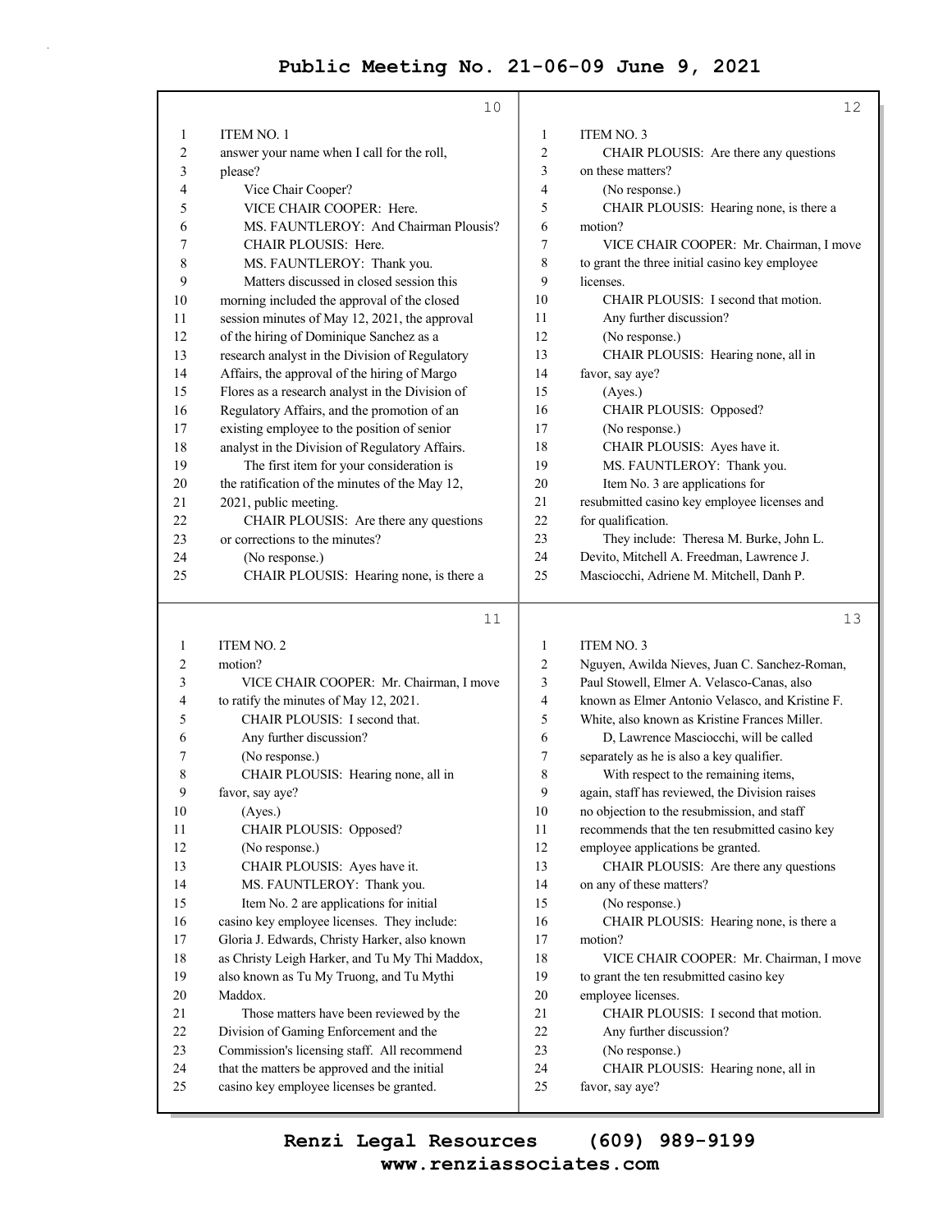# Public Meeting No. 21-06-09 June 9, 2021

**10**

ITEM NO. 1

answer your name when I call for the roll, please?

Vice Chair Cooper?

VICE CHAIR COOPER: Here.

MS. FAUNTLEROY: And Chairman Plousis?

CHAIR PLOUSIS: Here.

MS. FAUNTLEROY: Thank you.

Matters discussed in closed session this morning included the approval of the closed session minutes of May 12, 2021, the approval of the hiring of Dominique Sanchez as a research analyst in the Division of Regulatory Affairs, the approval of the hiring of Margo Flores as a research analyst in the Division of Regulatory Affairs, and the promotion of an existing employee to the position of senior analyst in the Division of Regulatory Affairs.

The first item for your consideration is the ratification of the minutes of the May 12, 2021, public meeting.

CHAIR PLOUSIS: Are there any questions or corrections to the minutes?

(No response.)

CHAIR PLOUSIS: Hearing none, is there a

**11**

ITEM NO. 2

motion?

VICE CHAIR COOPER: Mr. Chairman, I move to ratify the minutes of May 12, 2021.

CHAIR PLOUSIS: I second that.

Any further discussion?

(No response.)

CHAIR PLOUSIS: Hearing none, all in favor, say aye?

(Ayes.)

CHAIR PLOUSIS: Opposed?

(No response.)

CHAIR PLOUSIS: Ayes have it.

MS. FAUNTLEROY: Thank you.

Item No. 2 are applications for initial casino key employee licenses. They include: Gloria J. Edwards, Christy Harker, also known as Christy Leigh Harker, and Tu My Thi Maddox, also known as Tu My Truong, and Tu Mythi Maddox.

Those matters have been reviewed by the Division of Gaming Enforcement and the Commission's licensing staff. All recommend that the matters be approved and the initial casino key employee licenses be granted.

**12**

ITEM NO. 3

CHAIR PLOUSIS: Are there any questions on these matters?

(No response.)

CHAIR PLOUSIS: Hearing none, is there a motion?

VICE CHAIR COOPER: Mr. Chairman, I move to grant the three initial casino key employee licenses.

CHAIR PLOUSIS: I second that motion.

Any further discussion?

(No response.)

CHAIR PLOUSIS: Hearing none, all in favor, say aye?

(Ayes.)

CHAIR PLOUSIS: Opposed?

(No response.)

CHAIR PLOUSIS: Ayes have it.

MS. FAUNTLEROY: Thank you.

Item No. 3 are applications for resubmitted casino key employee licenses and for qualification.

They include: Theresa M. Burke, John L. Devito, Mitchell A. Freedman, Lawrence J. Masciocchi, Adriene M. Mitchell, Danh P.

**13**

ITEM NO. 3

Nguyen, Awilda Nieves, Juan C. Sanchez-Roman, Paul Stowell, Elmer A. Velasco-Canas, also known as Elmer Antonio Velasco, and Kristine F. White, also known as Kristine Frances Miller.

D, Lawrence Masciocchi, will be called separately as he is also a key qualifier.

With respect to the remaining items, again, staff has reviewed, the Division raises no objection to the resubmission, and staff recommends that the ten resubmitted casino key employee applications be granted.

CHAIR PLOUSIS: Are there any questions on any of these matters?

(No response.)

CHAIR PLOUSIS: Hearing none, is there a motion?

VICE CHAIR COOPER: Mr. Chairman, I move to grant the ten resubmitted casino key employee licenses.

CHAIR PLOUSIS: I second that motion.

Any further discussion?

(No response.)

CHAIR PLOUSIS: Hearing none, all in favor, say aye?

**Renzi Legal Resources (609) 989-9199**
**www.renziassociates.com**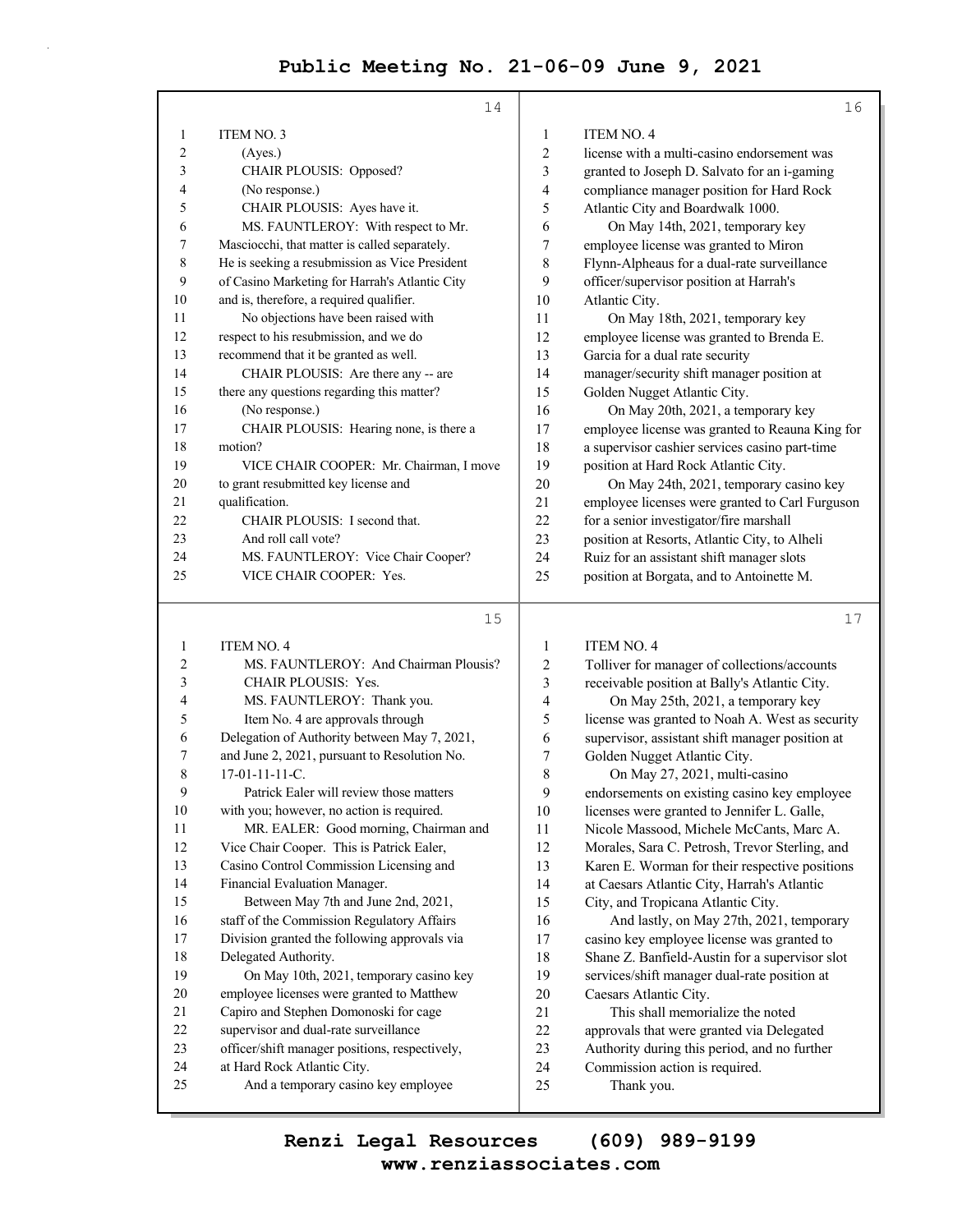ITEM NO. 3

(Ayes.)

CHAIR PLOUSIS: Opposed?

(No response.)

CHAIR PLOUSIS: Ayes have it.

MS. FAUNTLEROY: With respect to Mr. Masciocchi, that matter is called separately. He is seeking a resubmission as Vice President of Casino Marketing for Harrah's Atlantic City and is, therefore, a required qualifier.

No objections have been raised with respect to his resubmission, and we do recommend that it be granted as well.

CHAIR PLOUSIS: Are there any -- are there any questions regarding this matter?

(No response.)

CHAIR PLOUSIS: Hearing none, is there a motion?

VICE CHAIR COOPER: Mr. Chairman, I move to grant resubmitted key license and qualification.

CHAIR PLOUSIS: I second that.

And roll call vote?

MS. FAUNTLEROY: Vice Chair Cooper?

VICE CHAIR COOPER: Yes.

ITEM NO. 4

MS. FAUNTLEROY: And Chairman Plousis?

CHAIR PLOUSIS: Yes.

MS. FAUNTLEROY: Thank you.

Item No. 4 are approvals through Delegation of Authority between May 7, 2021, and June 2, 2021, pursuant to Resolution No. 17-01-11-11-C.

Patrick Ealer will review those matters with you; however, no action is required.

MR. EALER: Good morning, Chairman and Vice Chair Cooper. This is Patrick Ealer, Casino Control Commission Licensing and Financial Evaluation Manager.

Between May 7th and June 2nd, 2021, staff of the Commission Regulatory Affairs Division granted the following approvals via Delegated Authority.

On May 10th, 2021, temporary casino key employee licenses were granted to Matthew Capiro and Stephen Domonoski for cage supervisor and dual-rate surveillance officer/shift manager positions, respectively, at Hard Rock Atlantic City.

And a temporary casino key employee license with a multi-casino endorsement was granted to Joseph D. Salvato for an i-gaming compliance manager position for Hard Rock Atlantic City and Boardwalk 1000.

On May 14th, 2021, temporary key employee license was granted to Miron Flynn-Alpheaus for a dual-rate surveillance officer/supervisor position at Harrah's Atlantic City.

On May 18th, 2021, temporary key employee license was granted to Brenda E. Garcia for a dual rate security manager/security shift manager position at Golden Nugget Atlantic City.

On May 20th, 2021, a temporary key employee license was granted to Reauna King for a supervisor cashier services casino part-time position at Hard Rock Atlantic City.

On May 24th, 2021, temporary casino key employee licenses were granted to Carl Furguson for a senior investigator/fire marshall position at Resorts, Atlantic City, to Alheli Ruiz for an assistant shift manager slots position at Borgata, and to Antoinette M. Tolliver for manager of collections/accounts receivable position at Bally's Atlantic City.

On May 25th, 2021, a temporary key license was granted to Noah A. West as security supervisor, assistant shift manager position at Golden Nugget Atlantic City.

On May 27, 2021, multi-casino endorsements on existing casino key employee licenses were granted to Jennifer L. Galle, Nicole Massood, Michele McCants, Marc A. Morales, Sara C. Petrosh, Trevor Sterling, and Karen E. Worman for their respective positions at Caesars Atlantic City, Harrah's Atlantic City, and Tropicana Atlantic City.

And lastly, on May 27th, 2021, temporary casino key employee license was granted to Shane Z. Banfield-Austin for a supervisor slot services/shift manager dual-rate position at Caesars Atlantic City.

This shall memorialize the noted approvals that were granted via Delegated Authority during this period, and no further Commission action is required.

Thank you.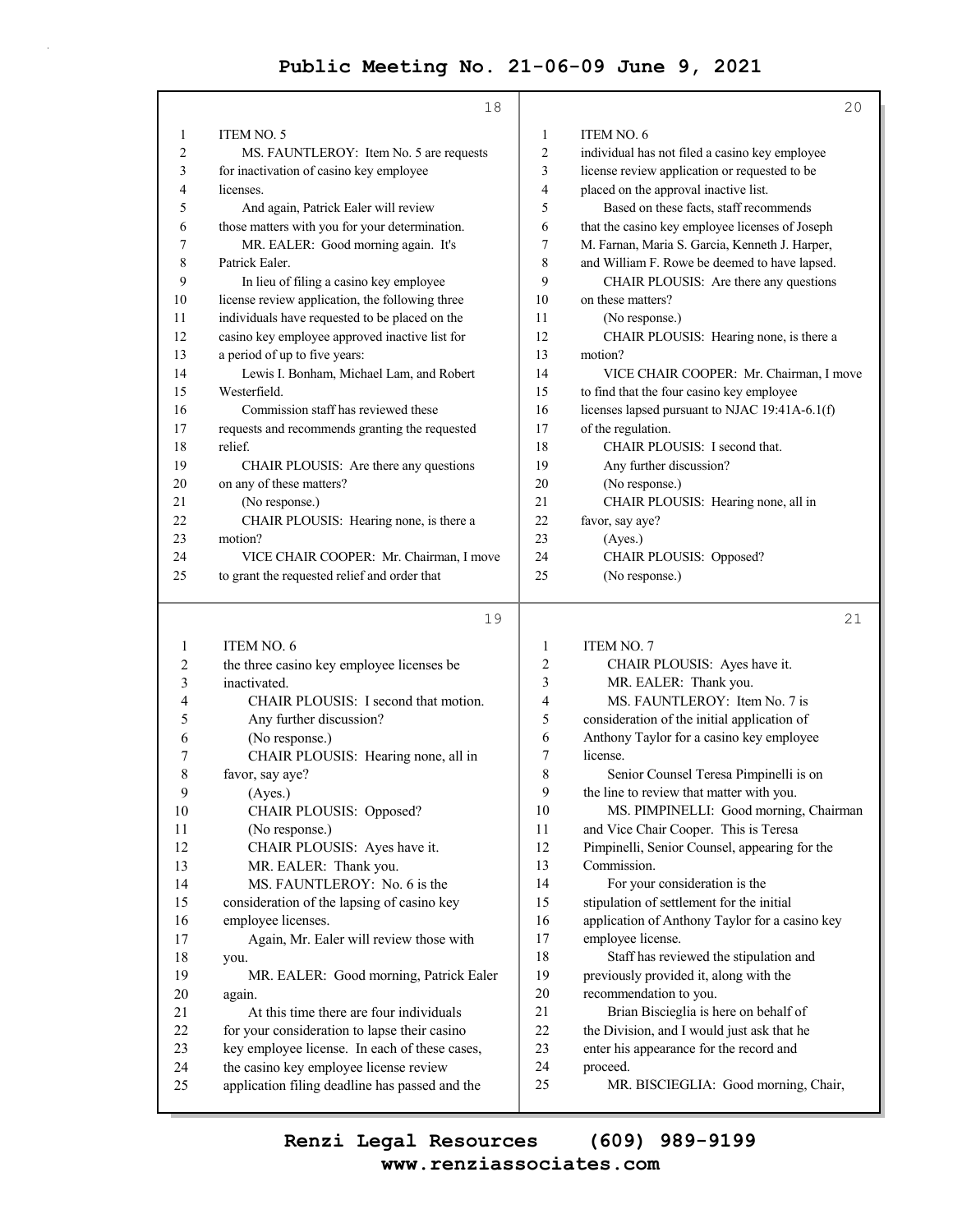ITEM NO. 5

MS. FAUNTLEROY: Item No. 5 are requests for inactivation of casino key employee licenses.

And again, Patrick Ealer will review those matters with you for your determination.

MR. EALER: Good morning again. It's Patrick Ealer.

In lieu of filing a casino key employee license review application, the following three individuals have requested to be placed on the casino key employee approved inactive list for a period of up to five years:

Lewis I. Bonham, Michael Lam, and Robert Westerfield.

Commission staff has reviewed these requests and recommends granting the requested relief.

CHAIR PLOUSIS: Are there any questions on any of these matters?

(No response.)

CHAIR PLOUSIS: Hearing none, is there a motion?

VICE CHAIR COOPER: Mr. Chairman, I move to grant the requested relief and order that the three casino key employee licenses be inactivated.

CHAIR PLOUSIS: I second that motion.

Any further discussion?

(No response.)

CHAIR PLOUSIS: Hearing none, all in favor, say aye?

(Ayes.)

CHAIR PLOUSIS: Opposed?

(No response.)

CHAIR PLOUSIS: Ayes have it.

MR. EALER: Thank you.

ITEM NO. 6

MS. FAUNTLEROY: No. 6 is the consideration of the lapsing of casino key employee licenses.

Again, Mr. Ealer will review those with you.

MR. EALER: Good morning, Patrick Ealer again.

At this time there are four individuals for your consideration to lapse their casino key employee license. In each of these cases, the casino key employee license review application filing deadline has passed and the individual has not filed a casino key employee license review application or requested to be placed on the approval inactive list.

Based on these facts, staff recommends that the casino key employee licenses of Joseph M. Farnan, Maria S. Garcia, Kenneth J. Harper, and William F. Rowe be deemed to have lapsed.

CHAIR PLOUSIS: Are there any questions on these matters?

(No response.)

CHAIR PLOUSIS: Hearing none, is there a motion?

VICE CHAIR COOPER: Mr. Chairman, I move to find that the four casino key employee licenses lapsed pursuant to NJAC 19:41A-6.1(f) of the regulation.

CHAIR PLOUSIS: I second that.

Any further discussion?

(No response.)

CHAIR PLOUSIS: Hearing none, all in favor, say aye?

(Ayes.)

CHAIR PLOUSIS: Opposed?

(No response.)

CHAIR PLOUSIS: Ayes have it.

MR. EALER: Thank you.

ITEM NO. 7

MS. FAUNTLEROY: Item No. 7 is consideration of the initial application of Anthony Taylor for a casino key employee license.

Senior Counsel Teresa Pimpinelli is on the line to review that matter with you.

MS. PIMPINELLI: Good morning, Chairman and Vice Chair Cooper. This is Teresa Pimpinelli, Senior Counsel, appearing for the Commission.

For your consideration is the stipulation of settlement for the initial application of Anthony Taylor for a casino key employee license.

Staff has reviewed the stipulation and previously provided it, along with the recommendation to you.

Brian Biscieglia is here on behalf of the Division, and I would just ask that he enter his appearance for the record and proceed.

MR. BISCIEGLIA: Good morning, Chair,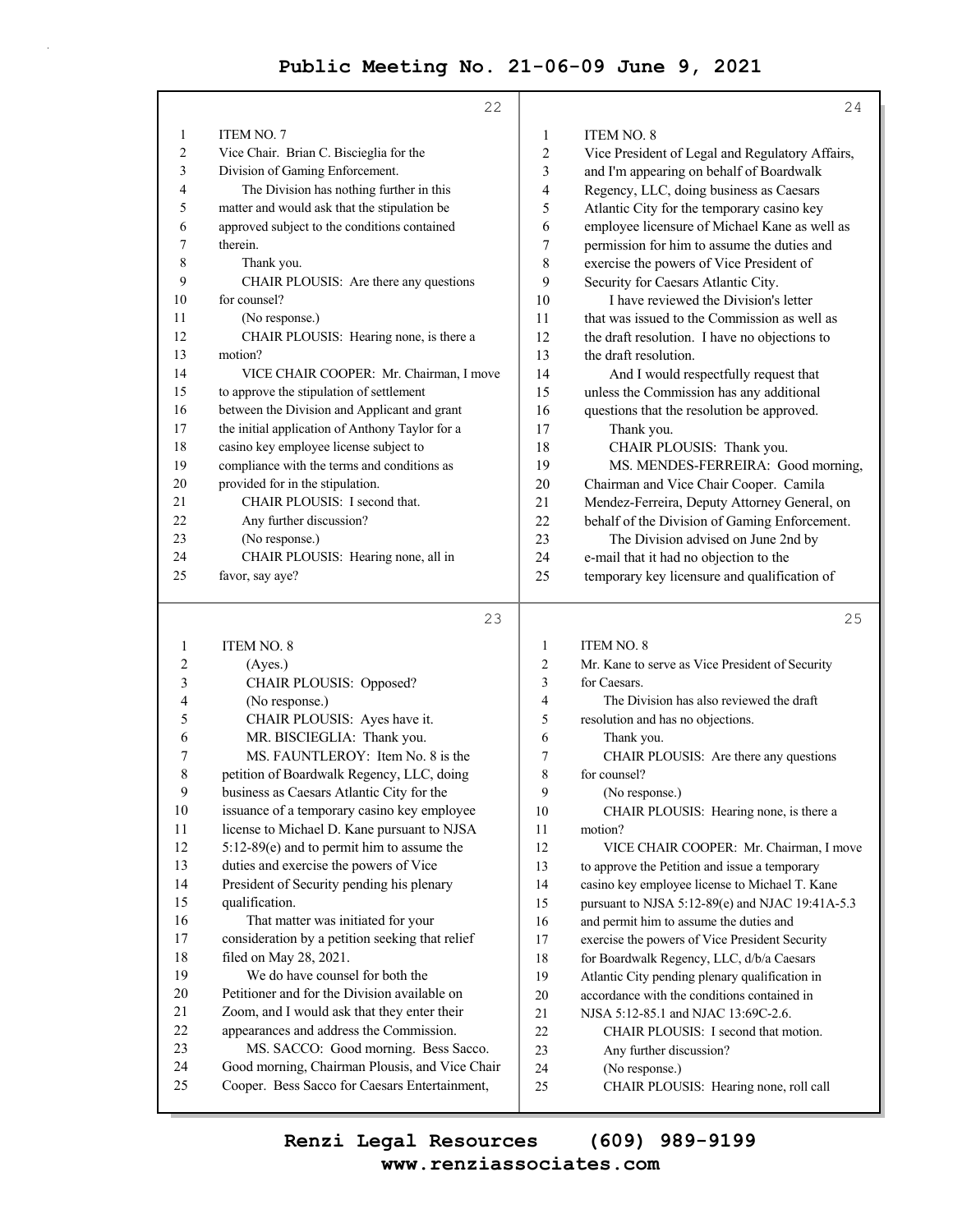ITEM NO. 7

Vice Chair. Brian C. Biscieglia for the Division of Gaming Enforcement.

The Division has nothing further in this matter and would ask that the stipulation be approved subject to the conditions contained therein.

Thank you.

CHAIR PLOUSIS: Are there any questions for counsel?

(No response.)

CHAIR PLOUSIS: Hearing none, is there a motion?

VICE CHAIR COOPER: Mr. Chairman, I move to approve the stipulation of settlement between the Division and Applicant and grant the initial application of Anthony Taylor for a casino key employee license subject to compliance with the terms and conditions as provided for in the stipulation.

CHAIR PLOUSIS: I second that.

Any further discussion?

(No response.)

CHAIR PLOUSIS: Hearing none, all in favor, say aye?

ITEM NO. 8

(Ayes.)

CHAIR PLOUSIS: Opposed?

(No response.)

CHAIR PLOUSIS: Ayes have it.

MR. BISCIEGLIA: Thank you.

MS. FAUNTLEROY: Item No. 8 is the petition of Boardwalk Regency, LLC, doing business as Caesars Atlantic City for the issuance of a temporary casino key employee license to Michael D. Kane pursuant to NJSA 5:12-89(e) and to permit him to assume the duties and exercise the powers of Vice President of Security pending his plenary qualification.

That matter was initiated for your consideration by a petition seeking that relief filed on May 28, 2021.

We do have counsel for both the Petitioner and for the Division available on Zoom, and I would ask that they enter their appearances and address the Commission.

MS. SACCO: Good morning. Bess Sacco. Good morning, Chairman Plousis, and Vice Chair Cooper. Bess Sacco for Caesars Entertainment,

ITEM NO. 8

Vice President of Legal and Regulatory Affairs, and I'm appearing on behalf of Boardwalk Regency, LLC, doing business as Caesars Atlantic City for the temporary casino key employee licensure of Michael Kane as well as permission for him to assume the duties and exercise the powers of Vice President of Security for Caesars Atlantic City.

I have reviewed the Division's letter that was issued to the Commission as well as the draft resolution. I have no objections to the draft resolution.

And I would respectfully request that unless the Commission has any additional questions that the resolution be approved.

Thank you.

CHAIR PLOUSIS: Thank you.

MS. MENDES-FERREIRA: Good morning, Chairman and Vice Chair Cooper. Camila Mendez-Ferreira, Deputy Attorney General, on behalf of the Division of Gaming Enforcement.

The Division advised on June 2nd by e-mail that it had no objection to the temporary key licensure and qualification of

ITEM NO. 8

Mr. Kane to serve as Vice President of Security for Caesars.

The Division has also reviewed the draft resolution and has no objections.

Thank you.

CHAIR PLOUSIS: Are there any questions for counsel?

(No response.)

CHAIR PLOUSIS: Hearing none, is there a motion?

VICE CHAIR COOPER: Mr. Chairman, I move to approve the Petition and issue a temporary casino key employee license to Michael T. Kane pursuant to NJSA 5:12-89(e) and NJAC 19:41A-5.3 and permit him to assume the duties and exercise the powers of Vice President Security for Boardwalk Regency, LLC, d/b/a Caesars Atlantic City pending plenary qualification in accordance with the conditions contained in NJSA 5:12-85.1 and NJAC 13:69C-2.6.

CHAIR PLOUSIS: I second that motion.

Any further discussion?

(No response.)

CHAIR PLOUSIS: Hearing none, roll call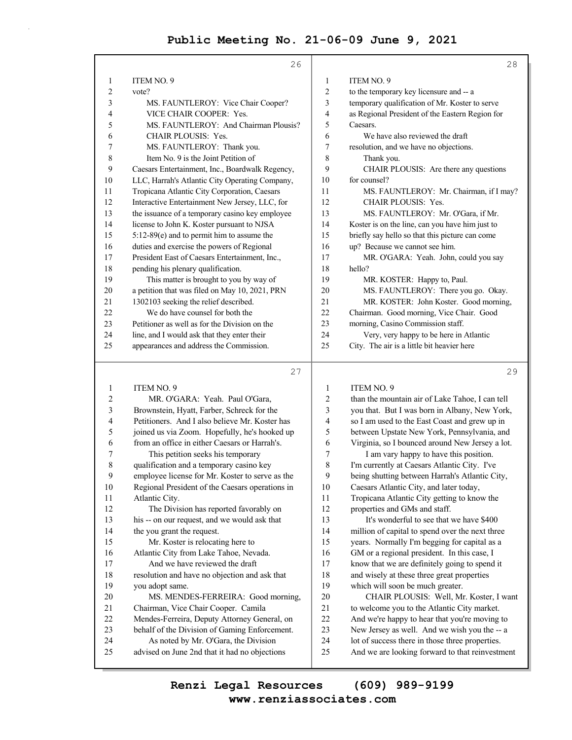ITEM NO. 9

vote?

MS. FAUNTLEROY: Vice Chair Cooper?

VICE CHAIR COOPER: Yes.

MS. FAUNTLEROY: And Chairman Plousis?

CHAIR PLOUSIS: Yes.

MS. FAUNTLEROY: Thank you.

Item No. 9 is the Joint Petition of Caesars Entertainment, Inc., Boardwalk Regency, LLC, Harrah's Atlantic City Operating Company, Tropicana Atlantic City Corporation, Caesars Interactive Entertainment New Jersey, LLC, for the issuance of a temporary casino key employee license to John K. Koster pursuant to NJSA 5:12-89(e) and to permit him to assume the duties and exercise the powers of Regional President East of Caesars Entertainment, Inc., pending his plenary qualification.

This matter is brought to you by way of a petition that was filed on May 10, 2021, PRN 1302103 seeking the relief described.

We do have counsel for both the Petitioner as well as for the Division on the line, and I would ask that they enter their appearances and address the Commission.

ITEM NO. 9

MR. O'GARA: Yeah. Paul O'Gara, Brownstein, Hyatt, Farber, Schreck for the Petitioners. And I also believe Mr. Koster has joined us via Zoom. Hopefully, he's hooked up from an office in either Caesars or Harrah's.

This petition seeks his temporary qualification and a temporary casino key employee license for Mr. Koster to serve as the Regional President of the Caesars operations in Atlantic City.

The Division has reported favorably on his -- on our request, and we would ask that the you grant the request.

Mr. Koster is relocating here to Atlantic City from Lake Tahoe, Nevada.

And we have reviewed the draft resolution and have no objection and ask that you adopt same.

MS. MENDES-FERREIRA: Good morning, Chairman, Vice Chair Cooper. Camila Mendes-Ferreira, Deputy Attorney General, on behalf of the Division of Gaming Enforcement.

As noted by Mr. O'Gara, the Division advised on June 2nd that it had no objections

ITEM NO. 9

to the temporary key licensure and -- a temporary qualification of Mr. Koster to serve as Regional President of the Eastern Region for Caesars.

We have also reviewed the draft resolution, and we have no objections.

Thank you.

CHAIR PLOUSIS: Are there any questions for counsel?

MS. FAUNTLEROY: Mr. Chairman, if I may?

CHAIR PLOUSIS: Yes.

MS. FAUNTLEROY: Mr. O'Gara, if Mr. Koster is on the line, can you have him just to briefly say hello so that this picture can come up? Because we cannot see him.

MR. O'GARA: Yeah. John, could you say hello?

MR. KOSTER: Happy to, Paul.

MS. FAUNTLEROY: There you go. Okay.

MR. KOSTER: John Koster. Good morning, Chairman. Good morning, Vice Chair. Good morning, Casino Commission staff.

Very, very happy to be here in Atlantic City. The air is a little bit heavier here

ITEM NO. 9

than the mountain air of Lake Tahoe, I can tell you that. But I was born in Albany, New York, so I am used to the East Coast and grew up in between Upstate New York, Pennsylvania, and Virginia, so I bounced around New Jersey a lot.

I am vary happy to have this position. I'm currently at Caesars Atlantic City. I've being shutting between Harrah's Atlantic City, Caesars Atlantic City, and later today, Tropicana Atlantic City getting to know the properties and GMs and staff.

It's wonderful to see that we have $400 million of capital to spend over the next three years. Normally I'm begging for capital as a GM or a regional president. In this case, I know that we are definitely going to spend it and wisely at these three great properties which will soon be much greater.

CHAIR PLOUSIS: Well, Mr. Koster, I want to welcome you to the Atlantic City market. And we're happy to hear that you're moving to New Jersey as well. And we wish you the -- a lot of success there in those three properties. And we are looking forward to that reinvestment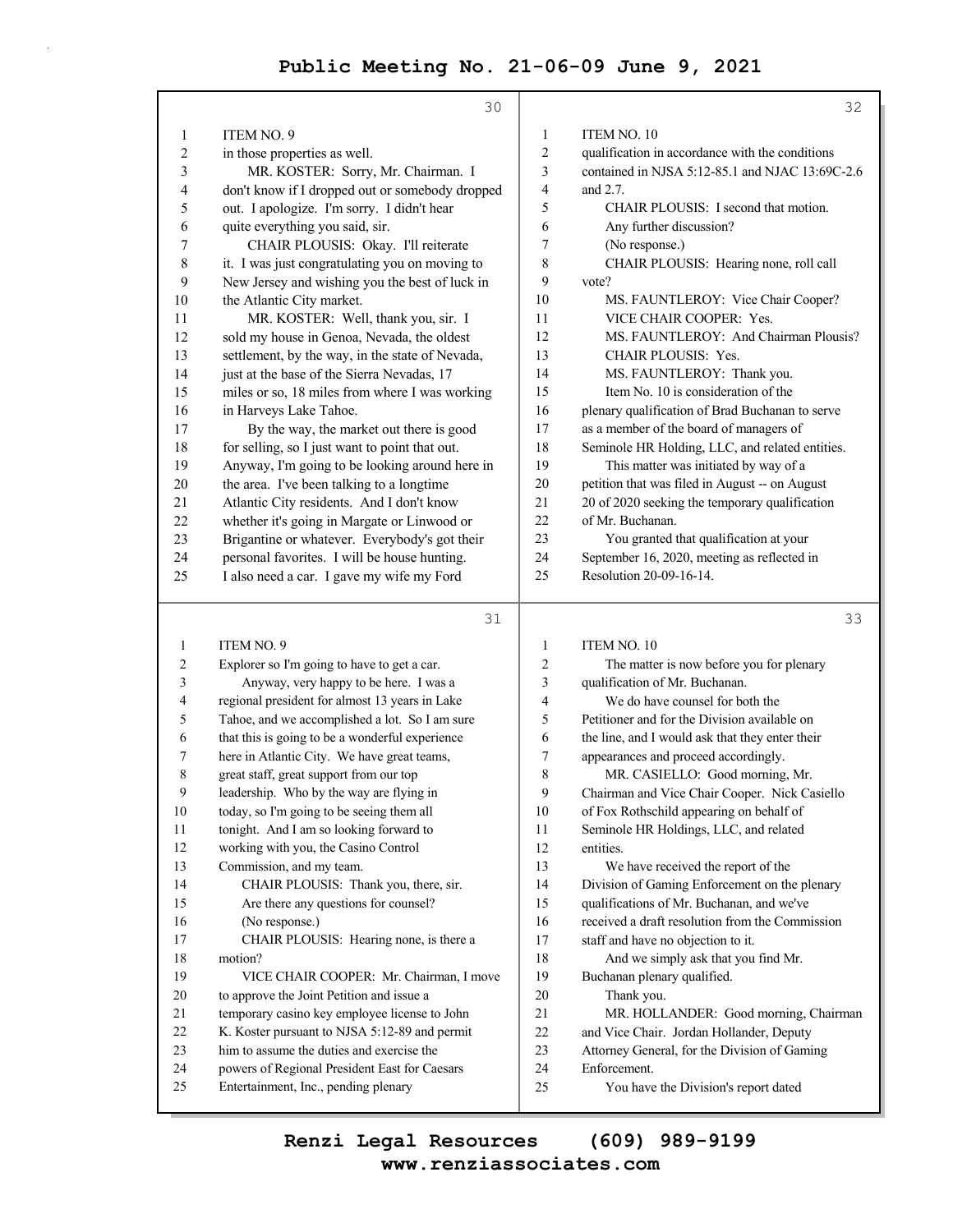**Page 30**

ITEM NO. 9

in those properties as well.

MR. KOSTER: Sorry, Mr. Chairman. I don't know if I dropped out or somebody dropped out. I apologize. I'm sorry. I didn't hear quite everything you said, sir.

CHAIR PLOUSIS: Okay. I'll reiterate it. I was just congratulating you on moving to New Jersey and wishing you the best of luck in the Atlantic City market.

MR. KOSTER: Well, thank you, sir. I sold my house in Genoa, Nevada, the oldest settlement, by the way, in the state of Nevada, just at the base of the Sierra Nevadas, 17 miles or so, 18 miles from where I was working in Harveys Lake Tahoe.

By the way, the market out there is good for selling, so I just want to point that out. Anyway, I'm going to be looking around here in the area. I've been talking to a longtime Atlantic City residents. And I don't know whether it's going in Margate or Linwood or Brigantine or whatever. Everybody's got their personal favorites. I will be house hunting. I also need a car. I gave my wife my Ford

**Page 31**

ITEM NO. 9

Explorer so I'm going to have to get a car.

Anyway, very happy to be here. I was a regional president for almost 13 years in Lake Tahoe, and we accomplished a lot. So I am sure that this is going to be a wonderful experience here in Atlantic City. We have great teams, great staff, great support from our top leadership. Who by the way are flying in today, so I'm going to be seeing them all tonight. And I am so looking forward to working with you, the Casino Control Commission, and my team.

CHAIR PLOUSIS: Thank you, there, sir.

Are there any questions for counsel?

(No response.)

CHAIR PLOUSIS: Hearing none, is there a motion?

VICE CHAIR COOPER: Mr. Chairman, I move to approve the Joint Petition and issue a temporary casino key employee license to John K. Koster pursuant to NJSA 5:12-89 and permit him to assume the duties and exercise the powers of Regional President East for Caesars Entertainment, Inc., pending plenary

**Page 32**

ITEM NO. 10

qualification in accordance with the conditions contained in NJSA 5:12-85.1 and NJAC 13:69C-2.6 and 2.7.

CHAIR PLOUSIS: I second that motion.

Any further discussion?

(No response.)

CHAIR PLOUSIS: Hearing none, roll call vote?

MS. FAUNTLEROY: Vice Chair Cooper?

VICE CHAIR COOPER: Yes.

MS. FAUNTLEROY: And Chairman Plousis?

CHAIR PLOUSIS: Yes.

MS. FAUNTLEROY: Thank you.

Item No. 10 is consideration of the plenary qualification of Brad Buchanan to serve as a member of the board of managers of Seminole HR Holding, LLC, and related entities.

This matter was initiated by way of a petition that was filed in August -- on August 20 of 2020 seeking the temporary qualification of Mr. Buchanan.

You granted that qualification at your September 16, 2020, meeting as reflected in Resolution 20-09-16-14.

**Page 33**

ITEM NO. 10

The matter is now before you for plenary qualification of Mr. Buchanan.

We do have counsel for both the Petitioner and for the Division available on the line, and I would ask that they enter their appearances and proceed accordingly.

MR. CASIELLO: Good morning, Mr. Chairman and Vice Chair Cooper. Nick Casiello of Fox Rothschild appearing on behalf of Seminole HR Holdings, LLC, and related entities.

We have received the report of the Division of Gaming Enforcement on the plenary qualifications of Mr. Buchanan, and we've received a draft resolution from the Commission staff and have no objection to it.

And we simply ask that you find Mr. Buchanan plenary qualified.

Thank you.

MR. HOLLANDER: Good morning, Chairman and Vice Chair. Jordan Hollander, Deputy Attorney General, for the Division of Gaming Enforcement.

You have the Division's report dated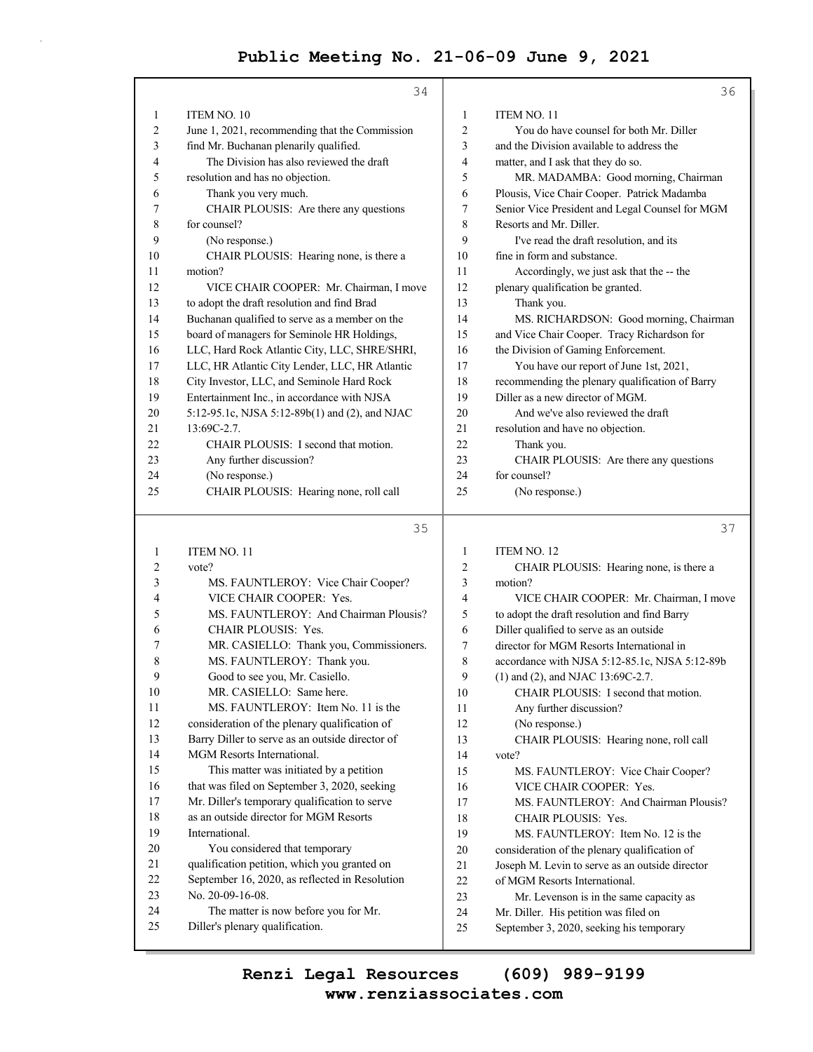ITEM NO. 10

June 1, 2021, recommending that the Commission find Mr. Buchanan plenarily qualified.

The Division has also reviewed the draft resolution and has no objection.

Thank you very much.

CHAIR PLOUSIS: Are there any questions for counsel?

(No response.)

CHAIR PLOUSIS: Hearing none, is there a motion?

VICE CHAIR COOPER: Mr. Chairman, I move to adopt the draft resolution and find Brad Buchanan qualified to serve as a member on the board of managers for Seminole HR Holdings, LLC, Hard Rock Atlantic City, LLC, SHRE/SHRI, LLC, HR Atlantic City Lender, LLC, HR Atlantic City Investor, LLC, and Seminole Hard Rock Entertainment Inc., in accordance with NJSA 5:12-95.1c, NJSA 5:12-89b(1) and (2), and NJAC 13:69C-2.7.

CHAIR PLOUSIS: I second that motion.

Any further discussion?

(No response.)

CHAIR PLOUSIS: Hearing none, roll call vote?

MS. FAUNTLEROY: Vice Chair Cooper?

VICE CHAIR COOPER: Yes.

MS. FAUNTLEROY: And Chairman Plousis?

CHAIR PLOUSIS: Yes.

MR. CASIELLO: Thank you, Commissioners.

MS. FAUNTLEROY: Thank you.

Good to see you, Mr. Casiello.

MR. CASIELLO: Same here.

## ITEM NO. 11

MS. FAUNTLEROY: Item No. 11 is the consideration of the plenary qualification of Barry Diller to serve as an outside director of MGM Resorts International.

This matter was initiated by a petition that was filed on September 3, 2020, seeking Mr. Diller's temporary qualification to serve as an outside director for MGM Resorts International.

You considered that temporary qualification petition, which you granted on September 16, 2020, as reflected in Resolution No. 20-09-16-08.

The matter is now before you for Mr. Diller's plenary qualification.

You do have counsel for both Mr. Diller and the Division available to address the matter, and I ask that they do so.

MR. MADAMBA: Good morning, Chairman Plousis, Vice Chair Cooper. Patrick Madamba Senior Vice President and Legal Counsel for MGM Resorts and Mr. Diller.

I've read the draft resolution, and its fine in form and substance.

Accordingly, we just ask that the -- the plenary qualification be granted.

Thank you.

MS. RICHARDSON: Good morning, Chairman and Vice Chair Cooper. Tracy Richardson for the Division of Gaming Enforcement.

You have our report of June 1st, 2021, recommending the plenary qualification of Barry Diller as a new director of MGM.

And we've also reviewed the draft resolution and have no objection.

Thank you.

CHAIR PLOUSIS: Are there any questions for counsel?

(No response.)

CHAIR PLOUSIS: Hearing none, is there a motion?

VICE CHAIR COOPER: Mr. Chairman, I move to adopt the draft resolution and find Barry Diller qualified to serve as an outside director for MGM Resorts International in accordance with NJSA 5:12-85.1c, NJSA 5:12-89b (1) and (2), and NJAC 13:69C-2.7.

CHAIR PLOUSIS: I second that motion.

Any further discussion?

(No response.)

CHAIR PLOUSIS: Hearing none, roll call vote?

MS. FAUNTLEROY: Vice Chair Cooper?

VICE CHAIR COOPER: Yes.

MS. FAUNTLEROY: And Chairman Plousis?

CHAIR PLOUSIS: Yes.

## ITEM NO. 12

MS. FAUNTLEROY: Item No. 12 is the consideration of the plenary qualification of Joseph M. Levin to serve as an outside director of MGM Resorts International.

Mr. Levenson is in the same capacity as Mr. Diller. His petition was filed on September 3, 2020, seeking his temporary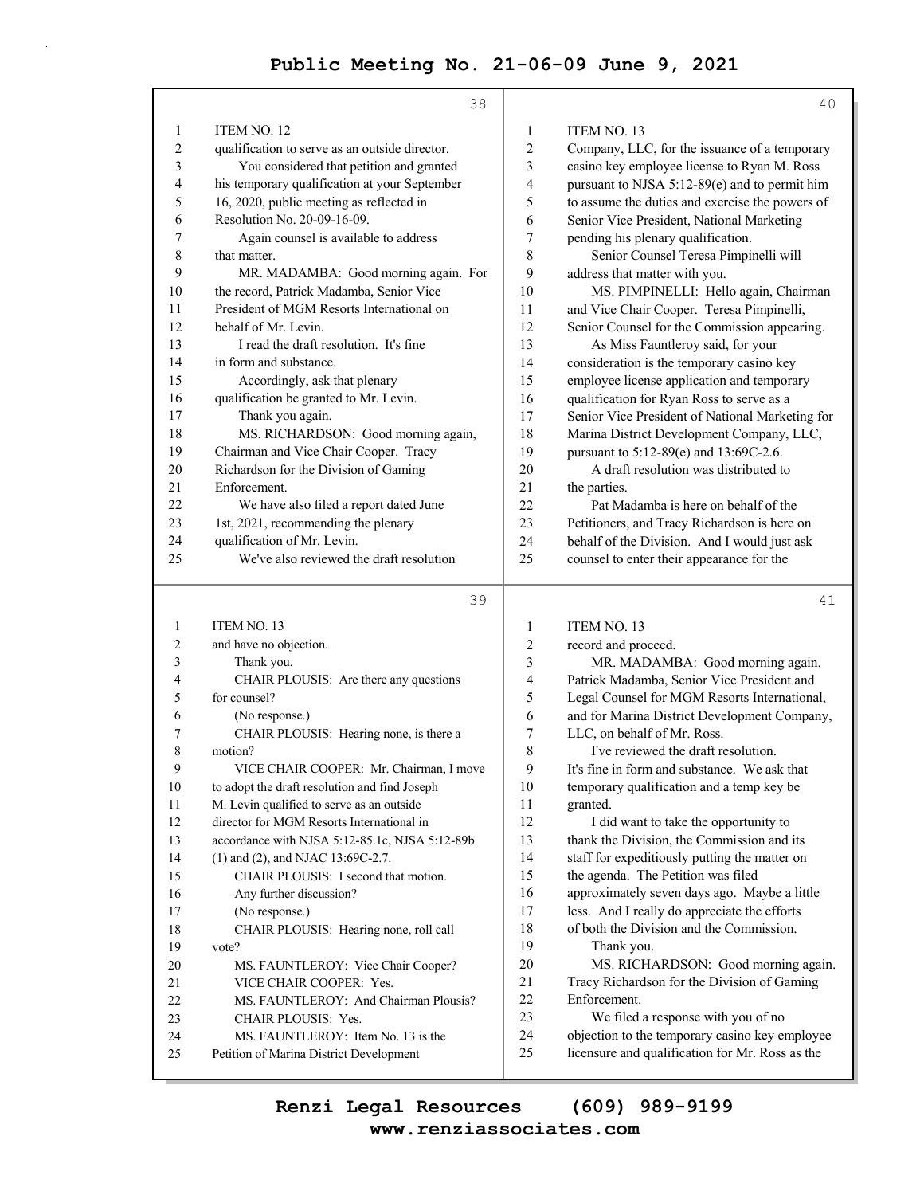ITEM NO. 12

qualification to serve as an outside director.

You considered that petition and granted his temporary qualification at your September 16, 2020, public meeting as reflected in Resolution No. 20-09-16-09.

Again counsel is available to address that matter.

MR. MADAMBA: Good morning again. For the record, Patrick Madamba, Senior Vice President of MGM Resorts International on behalf of Mr. Levin.

I read the draft resolution. It's fine in form and substance.

Accordingly, ask that plenary qualification be granted to Mr. Levin.

Thank you again.

MS. RICHARDSON: Good morning again, Chairman and Vice Chair Cooper. Tracy Richardson for the Division of Gaming Enforcement.

We have also filed a report dated June 1st, 2021, recommending the plenary qualification of Mr. Levin.

We've also reviewed the draft resolution

ITEM NO. 13

and have no objection.

Thank you.

CHAIR PLOUSIS: Are there any questions for counsel?

(No response.)

CHAIR PLOUSIS: Hearing none, is there a motion?

VICE CHAIR COOPER: Mr. Chairman, I move to adopt the draft resolution and find Joseph M. Levin qualified to serve as an outside director for MGM Resorts International in accordance with NJSA 5:12-85.1c, NJSA 5:12-89b (1) and (2), and NJAC 13:69C-2.7.

CHAIR PLOUSIS: I second that motion.

Any further discussion?

(No response.)

CHAIR PLOUSIS: Hearing none, roll call vote?

MS. FAUNTLEROY: Vice Chair Cooper?

VICE CHAIR COOPER: Yes.

MS. FAUNTLEROY: And Chairman Plousis?

CHAIR PLOUSIS: Yes.

MS. FAUNTLEROY: Item No. 13 is the Petition of Marina District Development

ITEM NO. 13

Company, LLC, for the issuance of a temporary casino key employee license to Ryan M. Ross pursuant to NJSA 5:12-89(e) and to permit him to assume the duties and exercise the powers of Senior Vice President, National Marketing pending his plenary qualification.

Senior Counsel Teresa Pimpinelli will address that matter with you.

MS. PIMPINELLI: Hello again, Chairman and Vice Chair Cooper. Teresa Pimpinelli, Senior Counsel for the Commission appearing.

As Miss Fauntleroy said, for your consideration is the temporary casino key employee license application and temporary qualification for Ryan Ross to serve as a Senior Vice President of National Marketing for Marina District Development Company, LLC, pursuant to 5:12-89(e) and 13:69C-2.6.

A draft resolution was distributed to the parties.

Pat Madamba is here on behalf of the Petitioners, and Tracy Richardson is here on behalf of the Division. And I would just ask counsel to enter their appearance for the

ITEM NO. 13

record and proceed.

MR. MADAMBA: Good morning again. Patrick Madamba, Senior Vice President and Legal Counsel for MGM Resorts International, and for Marina District Development Company, LLC, on behalf of Mr. Ross.

I've reviewed the draft resolution. It's fine in form and substance. We ask that temporary qualification and a temp key be granted.

I did want to take the opportunity to thank the Division, the Commission and its staff for expeditiously putting the matter on the agenda. The Petition was filed approximately seven days ago. Maybe a little less. And I really do appreciate the efforts of both the Division and the Commission.

Thank you.

MS. RICHARDSON: Good morning again. Tracy Richardson for the Division of Gaming Enforcement.

We filed a response with you of no objection to the temporary casino key employee licensure and qualification for Mr. Ross as the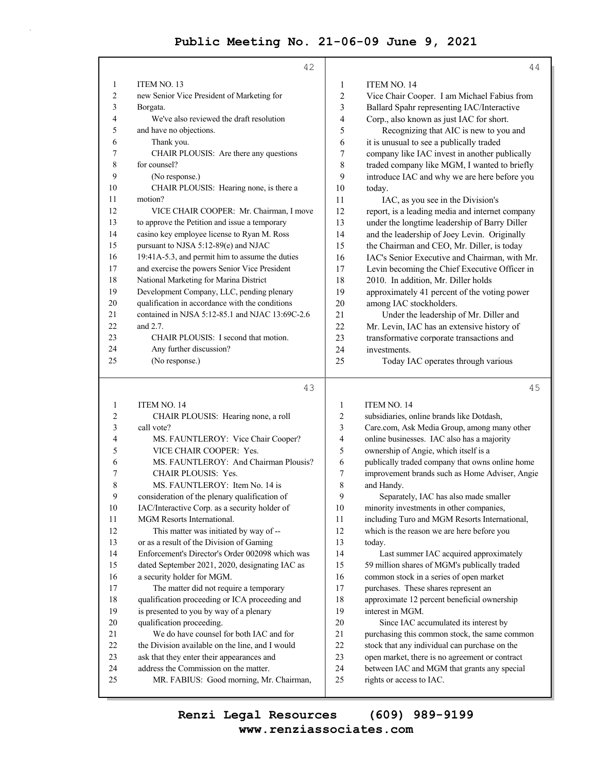ITEM NO. 13

new Senior Vice President of Marketing for Borgata.

We've also reviewed the draft resolution and have no objections.

Thank you.

CHAIR PLOUSIS: Are there any questions for counsel?

(No response.)

CHAIR PLOUSIS: Hearing none, is there a motion?

VICE CHAIR COOPER: Mr. Chairman, I move to approve the Petition and issue a temporary casino key employee license to Ryan M. Ross pursuant to NJSA 5:12-89(e) and NJAC 19:41A-5.3, and permit him to assume the duties and exercise the powers Senior Vice President National Marketing for Marina District Development Company, LLC, pending plenary qualification in accordance with the conditions contained in NJSA 5:12-85.1 and NJAC 13:69C-2.6 and 2.7.

CHAIR PLOUSIS: I second that motion.

Any further discussion?

(No response.)

ITEM NO. 14

CHAIR PLOUSIS: Hearing none, a roll call vote?

MS. FAUNTLEROY: Vice Chair Cooper?

VICE CHAIR COOPER: Yes.

MS. FAUNTLEROY: And Chairman Plousis?

CHAIR PLOUSIS: Yes.

MS. FAUNTLEROY: Item No. 14 is consideration of the plenary qualification of IAC/Interactive Corp. as a security holder of MGM Resorts International.

This matter was initiated by way of -- or as a result of the Division of Gaming Enforcement's Director's Order 002098 which was dated September 2021, 2020, designating IAC as a security holder for MGM.

The matter did not require a temporary qualification proceeding or ICA proceeding and is presented to you by way of a plenary qualification proceeding.

We do have counsel for both IAC and for the Division available on the line, and I would ask that they enter their appearances and address the Commission on the matter.

MR. FABIUS: Good morning, Mr. Chairman, Vice Chair Cooper. I am Michael Fabius from Ballard Spahr representing IAC/Interactive Corp., also known as just IAC for short.

Recognizing that AIC is new to you and it is unusual to see a publically traded company like IAC invest in another publically traded company like MGM, I wanted to briefly introduce IAC and why we are here before you today.

IAC, as you see in the Division's report, is a leading media and internet company under the longtime leadership of Barry Diller and the leadership of Joey Levin. Originally the Chairman and CEO, Mr. Diller, is today IAC's Senior Executive and Chairman, with Mr. Levin becoming the Chief Executive Officer in 2010. In addition, Mr. Diller holds approximately 41 percent of the voting power among IAC stockholders.

Under the leadership of Mr. Diller and Mr. Levin, IAC has an extensive history of transformative corporate transactions and investments.

Today IAC operates through various subsidiaries, online brands like Dotdash, Care.com, Ask Media Group, among many other online businesses. IAC also has a majority ownership of Angie, which itself is a publically traded company that owns online home improvement brands such as Home Adviser, Angie and Handy.

Separately, IAC has also made smaller minority investments in other companies, including Turo and MGM Resorts International, which is the reason we are here before you today.

Last summer IAC acquired approximately 59 million shares of MGM's publically traded common stock in a series of open market purchases. These shares represent an approximate 12 percent beneficial ownership interest in MGM.

Since IAC accumulated its interest by purchasing this common stock, the same common stock that any individual can purchase on the open market, there is no agreement or contract between IAC and MGM that grants any special rights or access to IAC.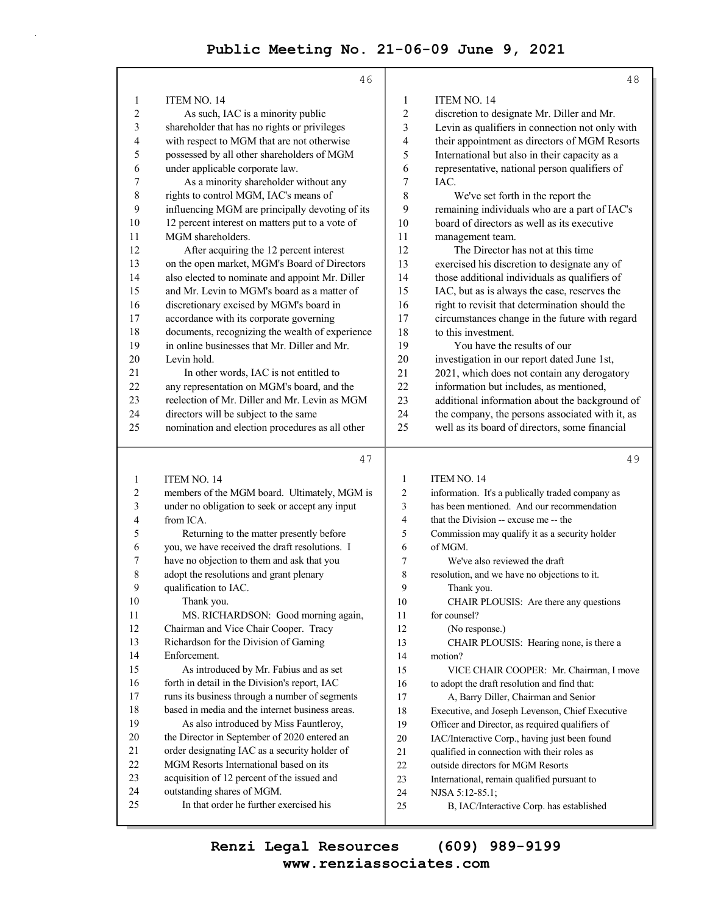ITEM NO. 14

As such, IAC is a minority public shareholder that has no rights or privileges with respect to MGM that are not otherwise possessed by all other shareholders of MGM under applicable corporate law.

As a minority shareholder without any rights to control MGM, IAC's means of influencing MGM are principally devoting of its 12 percent interest on matters put to a vote of MGM shareholders.

After acquiring the 12 percent interest on the open market, MGM's Board of Directors also elected to nominate and appoint Mr. Diller and Mr. Levin to MGM's board as a matter of discretionary excised by MGM's board in accordance with its corporate governing documents, recognizing the wealth of experience in online businesses that Mr. Diller and Mr. Levin hold.

In other words, IAC is not entitled to any representation on MGM's board, and the reelection of Mr. Diller and Mr. Levin as MGM directors will be subject to the same nomination and election procedures as all other members of the MGM board. Ultimately, MGM is under no obligation to seek or accept any input from ICA.

Returning to the matter presently before you, we have received the draft resolutions. I have no objection to them and ask that you adopt the resolutions and grant plenary qualification to IAC.

Thank you.

MS. RICHARDSON: Good morning again, Chairman and Vice Chair Cooper. Tracy Richardson for the Division of Gaming Enforcement.

As introduced by Mr. Fabius and as set forth in detail in the Division's report, IAC runs its business through a number of segments based in media and the internet business areas.

As also introduced by Miss Fauntleroy, the Director in September of 2020 entered an order designating IAC as a security holder of MGM Resorts International based on its acquisition of 12 percent of the issued and outstanding shares of MGM.

In that order he further exercised his discretion to designate Mr. Diller and Mr. Levin as qualifiers in connection not only with their appointment as directors of MGM Resorts International but also in their capacity as a representative, national person qualifiers of IAC.

We've set forth in the report the remaining individuals who are a part of IAC's board of directors as well as its executive management team.

The Director has not at this time exercised his discretion to designate any of those additional individuals as qualifiers of IAC, but as is always the case, reserves the right to revisit that determination should the circumstances change in the future with regard to this investment.

You have the results of our investigation in our report dated June 1st, 2021, which does not contain any derogatory information but includes, as mentioned, additional information about the background of the company, the persons associated with it, as well as its board of directors, some financial information. It's a publically traded company as has been mentioned. And our recommendation that the Division -- excuse me -- the Commission may qualify it as a security holder of MGM.

We've also reviewed the draft resolution, and we have no objections to it.

Thank you.

CHAIR PLOUSIS: Are there any questions for counsel?

(No response.)

CHAIR PLOUSIS: Hearing none, is there a motion?

VICE CHAIR COOPER: Mr. Chairman, I move to adopt the draft resolution and find that:

A, Barry Diller, Chairman and Senior Executive, and Joseph Levenson, Chief Executive Officer and Director, as required qualifiers of IAC/Interactive Corp., having just been found qualified in connection with their roles as outside directors for MGM Resorts International, remain qualified pursuant to NJSA 5:12-85.1;

B, IAC/Interactive Corp. has established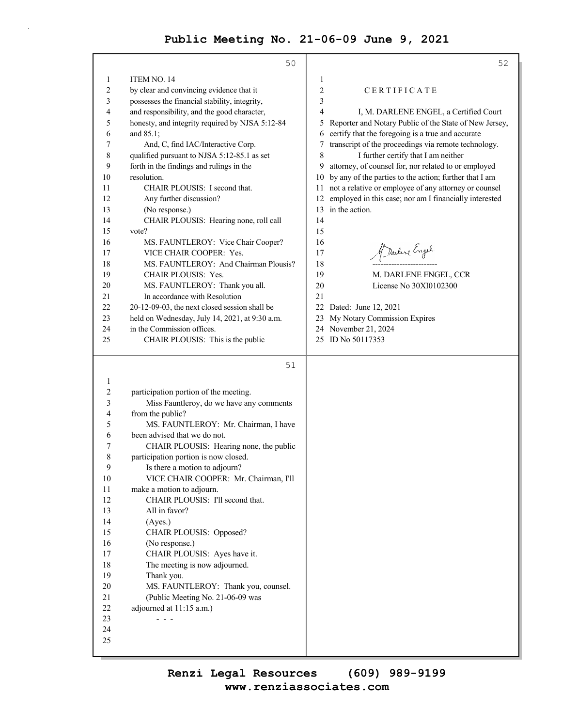ITEM NO. 14

by clear and convincing evidence that it possesses the financial stability, integrity, and responsibility, and the good character, honesty, and integrity required by NJSA 5:12-84 and 85.1;

And, C, find IAC/Interactive Corp. qualified pursuant to NJSA 5:12-85.1 as set forth in the findings and rulings in the resolution.

CHAIR PLOUSIS: I second that.

Any further discussion?

(No response.)

CHAIR PLOUSIS: Hearing none, roll call vote?

MS. FAUNTLEROY: Vice Chair Cooper?

VICE CHAIR COOPER: Yes.

MS. FAUNTLEROY: And Chairman Plousis?

CHAIR PLOUSIS: Yes.

MS. FAUNTLEROY: Thank you all.

In accordance with Resolution 20-12-09-03, the next closed session shall be held on Wednesday, July 14, 2021, at 9:30 a.m. in the Commission offices.

CHAIR PLOUSIS: This is the public participation portion of the meeting.

Miss Fauntleroy, do we have any comments from the public?

MS. FAUNTLEROY: Mr. Chairman, I have been advised that we do not.

CHAIR PLOUSIS: Hearing none, the public participation portion is now closed.

Is there a motion to adjourn?

VICE CHAIR COOPER: Mr. Chairman, I'll make a motion to adjourn.

CHAIR PLOUSIS: I'll second that.

All in favor?

(Ayes.)

CHAIR PLOUSIS: Opposed?

(No response.)

CHAIR PLOUSIS: Ayes have it.

The meeting is now adjourned.

Thank you.

MS. FAUNTLEROY: Thank you, counsel.

(Public Meeting No. 21-06-09 was adjourned at 11:15 a.m.)

- - -

C E R T I F I C A T E

I, M. DARLENE ENGEL, a Certified Court Reporter and Notary Public of the State of New Jersey, certify that the foregoing is a true and accurate transcript of the proceedings via remote technology.

I further certify that I am neither attorney, of counsel for, nor related to or employed by any of the parties to the action; further that I am not a relative or employee of any attorney or counsel employed in this case; nor am I financially interested in the action.

------------------------

M. DARLENE ENGEL, CCR
License No 30XI0102300

Dated: June 12, 2021
My Notary Commission Expires
November 21, 2024
ID No 50117353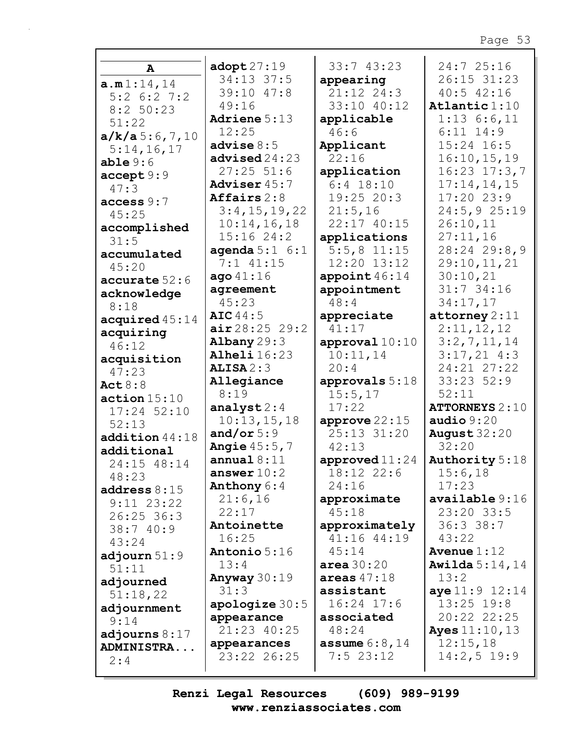## A

**a.m** 1:14,14 5:2 6:2 7:2 8:2 50:23 51:22
**a/k/a** 5:6,7,10 5:14,16,17
**able** 9:6
**accept** 9:9 47:3
**access** 9:7 45:25
**accomplished** 31:5
**accumulated** 45:20
**accurate** 52:6
**acknowledge** 8:18
**acquired** 45:14
**acquiring** 46:12
**acquisition** 47:23
**Act** 8:8
**action** 15:10 17:24 52:10 52:13
**addition** 44:18
**additional** 24:15 48:14 48:23
**address** 8:15 9:11 23:22 26:25 36:3 38:7 40:9 43:24
**adjourn** 51:9 51:11
**adjourned** 51:18,22
**adjournment** 9:14
**adjourns** 8:17
**ADMINISTRA...** 2:4
**adopt** 27:19 34:13 37:5 39:10 47:8 49:16
**Adriene** 5:13 12:25
**advise** 8:5
**advised** 24:23 27:25 51:6
**Adviser** 45:7
**Affairs** 2:8 3:4,15,19,22 10:14,16,18 15:16 24:2
**agenda** 5:1 6:1 7:1 41:15
**ago** 41:16
**agreement** 45:23
**AIC** 44:5
**air** 28:25 29:2
**Albany** 29:3
**Alheli** 16:23
**ALISA** 2:3
**Allegiance** 8:19
**analyst** 2:4 10:13,15,18
**and/or** 5:9
**Angie** 45:5,7
**annual** 8:11
**answer** 10:2
**Anthony** 6:4 21:6,16 22:17
**Antoinette** 16:25
**Antonio** 5:16 13:4
**Anyway** 30:19 31:3
**apologize** 30:5
**appearance** 21:23 40:25
**appearances** 23:22 26:25 33:7 43:23
**appearing** 21:12 24:3 33:10 40:12
**applicable** 46:6
**Applicant** 22:16
**application** 6:4 18:10 19:25 20:3 21:5,16 22:17 40:15
**applications** 5:5,8 11:15 12:20 13:12
**appoint** 46:14
**appointment** 48:4
**appreciate** 41:17
**approval** 10:10 10:11,14 20:4
**approvals** 5:18 15:5,17 17:22
**approve** 22:15 25:13 31:20 42:13
**approved** 11:24 18:12 22:6 24:16
**approximate** 45:18
**approximately** 41:16 44:19 45:14
**area** 30:20
**areas** 47:18
**assistant** 16:24 17:6
**associated** 48:24
**assume** 6:8,14 7:5 23:12 24:7 25:16 26:15 31:23 40:5 42:16
**Atlantic** 1:10 1:13 6:6,11 6:11 14:9 15:24 16:5 16:10,15,19 16:23 17:3,7 17:14,14,15 17:20 23:9 24:5,9 25:19 26:10,11 27:11,16 28:24 29:8,9 29:10,11,21 30:10,21 31:7 34:16 34:17,17
**attorney** 2:11 2:11,12,12 3:2,7,11,14 3:17,21 4:3 24:21 27:22 33:23 52:9 52:11
**ATTORNEYS** 2:10
**audio** 9:20
**August** 32:20 32:20
**Authority** 5:18 15:6,18 17:23
**available** 9:16 23:20 33:5 36:3 38:7 43:22
**Avenue** 1:12
**Awilda** 5:14,14 13:2
**aye** 11:9 12:14 13:25 19:8 20:22 22:25
**Ayes** 11:10,13 12:15,18 14:2,5 19:9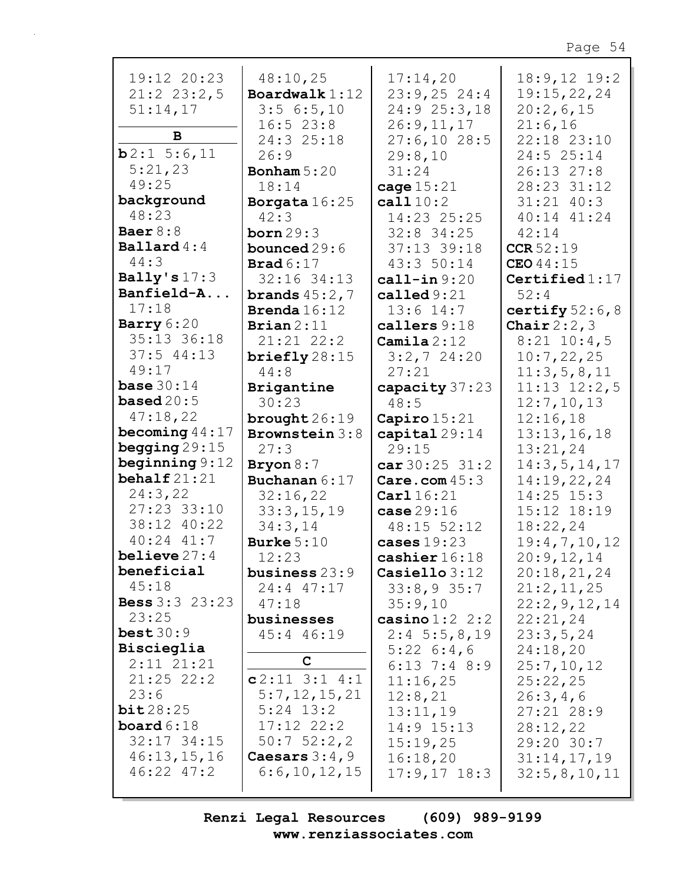19:12 20:23
21:2 23:2,5
51:14,17

**B**

**b** 2:1 5:6,11
5:21,23
49:25
**background**
48:23
**Baer** 8:8
**Ballard** 4:4
44:3
**Bally's** 17:3
**Banfield-A...**
17:18
**Barry** 6:20
35:13 36:18
37:5 44:13
49:17
**base** 30:14
**based** 20:5
47:18,22
**becoming** 44:17
**begging** 29:15
**beginning** 9:12
**behalf** 21:21
24:3,22
27:23 33:10
38:12 40:22
40:24 41:7
**believe** 27:4
**beneficial**
45:18
**Bess** 3:3 23:23
23:25
**best** 30:9
**Biscieglia**
2:11 21:21
21:25 22:2
23:6
**bit** 28:25
**board** 6:18
32:17 34:15
46:13,15,16
46:22 47:2
48:10,25
**Boardwalk** 1:12
3:5 6:5,10
16:5 23:8
24:3 25:18
26:9
**Bonham** 5:20
18:14
**Borgata** 16:25
42:3
**born** 29:3
**bounced** 29:6
**Brad** 6:17
32:16 34:13
**brands** 45:2,7
**Brenda** 16:12
**Brian** 2:11
21:21 22:2
**briefly** 28:15
44:8
**Brigantine**
30:23
**brought** 26:19
**Brownstein** 3:8
27:3
**Bryon** 8:7
**Buchanan** 6:17
32:16,22
33:3,15,19
34:3,14
**Burke** 5:10
12:23
**business** 23:9
24:4 47:17
47:18
**businesses**
45:4 46:19

**C**

**c** 2:11 3:1 4:1
5:7,12,15,21
5:24 13:2
17:12 22:2
50:7 52:2,2
**Caesars** 3:4,9
6:6,10,12,15
17:14,20
23:9,25 24:4
24:9 25:3,18
26:9,11,17
27:6,10 28:5
29:8,10
31:24
**cage** 15:21
**call** 10:2
14:23 25:25
32:8 34:25
37:13 39:18
43:3 50:14
**call-in** 9:20
**called** 9:21
13:6 14:7
**callers** 9:18
**Camila** 2:12
3:2,7 24:20
27:21
**capacity** 37:23
48:5
**Capiro** 15:21
**capital** 29:14
29:15
**car** 30:25 31:2
**Care.com** 45:3
**Carl** 16:21
**case** 29:16
48:15 52:12
**cases** 19:23
**cashier** 16:18
**Casiello** 3:12
33:8,9 35:7
35:9,10
**casino** 1:2 2:2
2:4 5:5,8,19
5:22 6:4,6
6:13 7:4 8:9
11:16,25
12:8,21
13:11,19
14:9 15:13
15:19,25
16:18,20
17:9,17 18:3
18:9,12 19:2
19:15,22,24
20:2,6,15
21:6,16
22:18 23:10
24:5 25:14
26:13 27:8
28:23 31:12
31:21 40:3
40:14 41:24
42:14
**CCR** 52:19
**CEO** 44:15
**Certified** 1:17
52:4
**certify** 52:6,8
**Chair** 2:2,3
8:21 10:4,5
10:7,22,25
11:3,5,8,11
11:13 12:2,5
12:7,10,13
12:16,18
13:13,16,18
13:21,24
14:3,5,14,17
14:19,22,24
14:25 15:3
15:12 18:19
18:22,24
19:4,7,10,12
20:9,12,14
20:18,21,24
21:2,11,25
22:2,9,12,14
22:21,24
23:3,5,24
24:18,20
25:7,10,12
25:22,25
26:3,4,6
27:21 28:9
28:12,22
29:20 30:7
31:14,17,19
32:5,8,10,11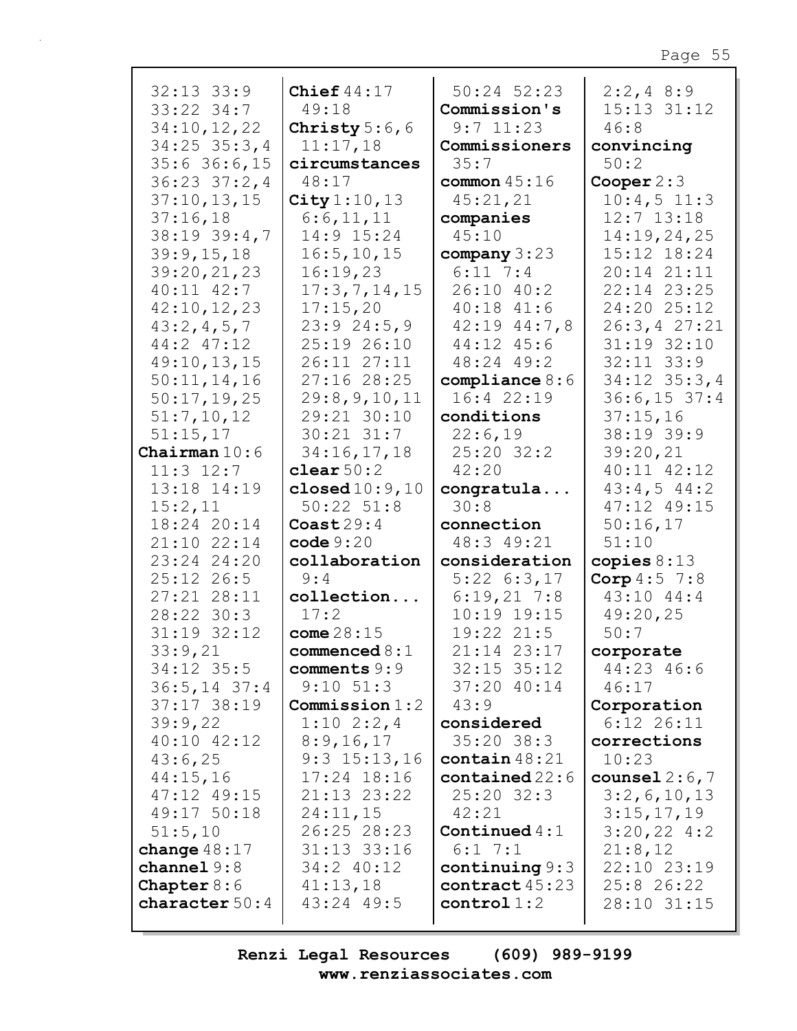32:13 33:9
33:22 34:7
34:10,12,22
34:25 35:3,4
35:6 36:6,15
36:23 37:2,4
37:10,13,15
37:16,18
38:19 39:4,7
39:9,15,18
39:20,21,23
40:11 42:7
42:10,12,23
43:2,4,5,7
44:2 47:12
49:10,13,15
50:11,14,16
50:17,19,25
51:7,10,12
51:15,17

**Chairman** 10:6
11:3 12:7
13:18 14:19
15:2,11
18:24 20:14
21:10 22:14
23:24 24:20
25:12 26:5
27:21 28:11
28:22 30:3
31:19 32:12
33:9,21
34:12 35:5
36:5,14 37:4
37:17 38:19
39:9,22
40:10 42:12
43:6,25
44:15,16
47:12 49:15
49:17 50:18
51:5,10

**change** 48:17

**channel** 9:8

**Chapter** 8:6

**character** 50:4

**Chief** 44:17
49:18

**Christy** 5:6,6
11:17,18

**circumstances**
48:17

**City** 1:10,13
6:6,11,11
14:9 15:24
16:5,10,15
16:19,23
17:3,7,14,15
17:15,20
23:9 24:5,9
25:19 26:10
26:11 27:11
27:16 28:25
29:8,9,10,11
29:21 30:10
30:21 31:7
34:16,17,18

**clear** 50:2

**closed** 10:9,10
50:22 51:8

**Coast** 29:4

**code** 9:20

**collaboration**
9:4

**collection...**
17:2

**come** 28:15

**commenced** 8:1

**comments** 9:9
9:10 51:3

**Commission** 1:2
1:10 2:2,4
8:9,16,17
9:3 15:13,16
17:24 18:16
21:13 23:22
24:11,15
26:25 28:23
31:13 33:16
34:2 40:12
41:13,18
43:24 49:5
50:24 52:23

**Commission's**
9:7 11:23

**Commissioners**
35:7

**common** 45:16
45:21,21

**companies**
45:10

**company** 3:23
6:11 7:4
26:10 40:2
40:18 41:6
42:19 44:7,8
44:12 45:6
48:24 49:2

**compliance** 8:6
16:4 22:19

**conditions**
22:6,19
25:20 32:2
42:20

**congratula...**
30:8

**connection**
48:3 49:21

**consideration**
5:22 6:3,17
6:19,21 7:8
10:19 19:15
19:22 21:5
21:14 23:17
32:15 35:12
37:20 40:14
43:9

**considered**
35:20 38:3

**contain** 48:21

**contained** 22:6
25:20 32:3
42:21

**Continued** 4:1
6:1 7:1

**continuing** 9:3

**contract** 45:23

**control** 1:2

2:2,4 8:9
15:13 31:12
46:8

**convincing**
50:2

**Cooper** 2:3
10:4,5 11:3
12:7 13:18
14:19,24,25
15:12 18:24
20:14 21:11
22:14 23:25
24:20 25:12
26:3,4 27:21
31:19 32:10
32:11 33:9
34:12 35:3,4
36:6,15 37:4
37:15,16
38:19 39:9
39:20,21
40:11 42:12
43:4,5 44:2
47:12 49:15
50:16,17
51:10

**copies** 8:13

**Corp** 4:5 7:8
43:10 44:4
49:20,25
50:7

**corporate**
44:23 46:6
46:17

**Corporation**
6:12 26:11

**corrections**
10:23

**counsel** 2:6,7
3:2,6,10,13
3:15,17,19
3:20,22 4:2
21:8,12
22:10 23:19
25:8 26:22
28:10 31:15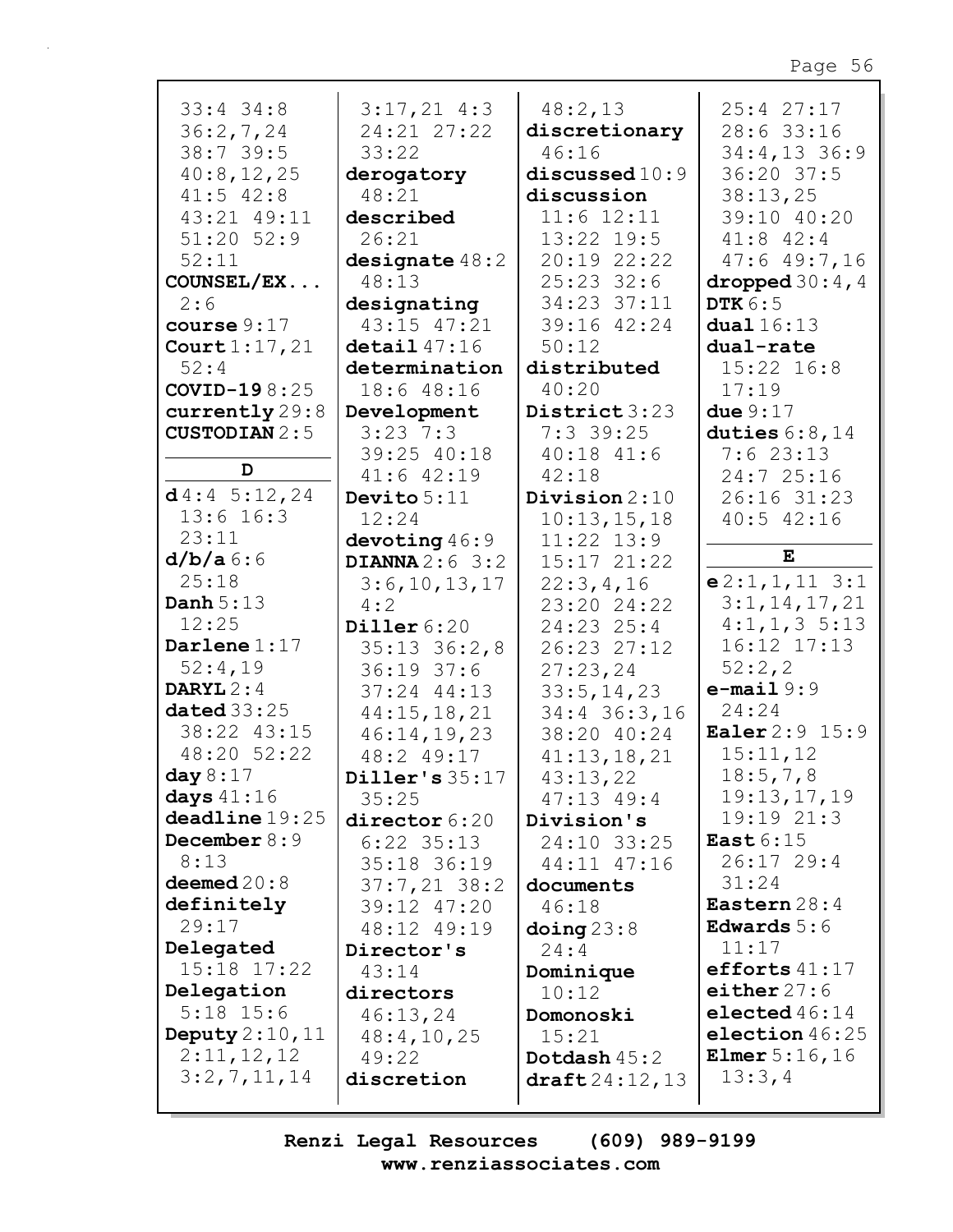33:4 34:8
36:2,7,24
38:7 39:5
40:8,12,25
41:5 42:8
43:21 49:11
51:20 52:9
52:11
**COUNSEL/EX...** 2:6
**course** 9:17
**Court** 1:17,21 52:4
**COVID-19** 8:25
**currently** 29:8
**CUSTODIAN** 2:5

**D**

**d** 4:4 5:12,24 13:6 16:3 23:11
**d/b/a** 6:6 25:18
**Danh** 5:13 12:25
**Darlene** 1:17 52:4,19
**DARYL** 2:4
**dated** 33:25 38:22 43:15 48:20 52:22
**day** 8:17
**days** 41:16
**deadline** 19:25
**December** 8:9 8:13
**deemed** 20:8
**definitely** 29:17
**Delegated** 15:18 17:22
**Delegation** 5:18 15:6
**Deputy** 2:10,11 2:11,12,12 3:2,7,11,14 3:17,21 4:3 24:21 27:22 33:22
**derogatory** 48:21
**described** 26:21
**designate** 48:2 48:13
**designating** 43:15 47:21
**detail** 47:16
**determination** 18:6 48:16
**Development** 3:23 7:3 39:25 40:18 41:6 42:19
**Devito** 5:11 12:24
**devoting** 46:9
**DIANNA** 2:6 3:2 3:6,10,13,17 4:2
**Diller** 6:20 35:13 36:2,8 36:19 37:6 37:24 44:13 44:15,18,21 46:14,19,23 48:2 49:17
**Diller's** 35:17 35:25
**director** 6:20 6:22 35:13 35:18 36:19 37:7,21 38:2 39:12 47:20 48:12 49:19
**Director's** 43:14
**directors** 46:13,24 48:4,10,25 49:22
**discretion** 48:2,13
**discretionary** 46:16
**discussed** 10:9
**discussion** 11:6 12:11 13:22 19:5 20:19 22:22 25:23 32:6 34:23 37:11 39:16 42:24 50:12
**distributed** 40:20
**District** 3:23 7:3 39:25 40:18 41:6 42:18
**Division** 2:10 10:13,15,18 11:22 13:9 15:17 21:22 22:3,4,16 23:20 24:22 24:23 25:4 26:23 27:12 27:23,24 33:5,14,23 34:4 36:3,16 38:20 40:24 41:13,18,21 43:13,22 47:13 49:4
**Division's** 24:10 33:25 44:11 47:16
**documents** 46:18
**doing** 23:8 24:4
**Dominique** 10:12
**Domonoski** 15:21
**Dotdash** 45:2
**draft** 24:12,13 25:4 27:17 28:6 33:16 34:4,13 36:9 36:20 37:5 38:13,25 39:10 40:20 41:8 42:4 47:6 49:7,16
**dropped** 30:4,4
**DTK** 6:5
**dual** 16:13
**dual-rate** 15:22 16:8 17:19
**due** 9:17
**duties** 6:8,14 7:6 23:13 24:7 25:16 26:16 31:23 40:5 42:16

**E**

**e** 2:1,1,11 3:1 3:1,14,17,21 4:1,1,3 5:13 16:12 17:13 52:2,2
**e-mail** 9:9 24:24
**Ealer** 2:9 15:9 15:11,12 18:5,7,8 19:13,17,19 19:19 21:3
**East** 6:15 26:17 29:4 31:24
**Eastern** 28:4
**Edwards** 5:6 11:17
**efforts** 41:17
**either** 27:6
**elected** 46:14
**election** 46:25
**Elmer** 5:16,16 13:3,4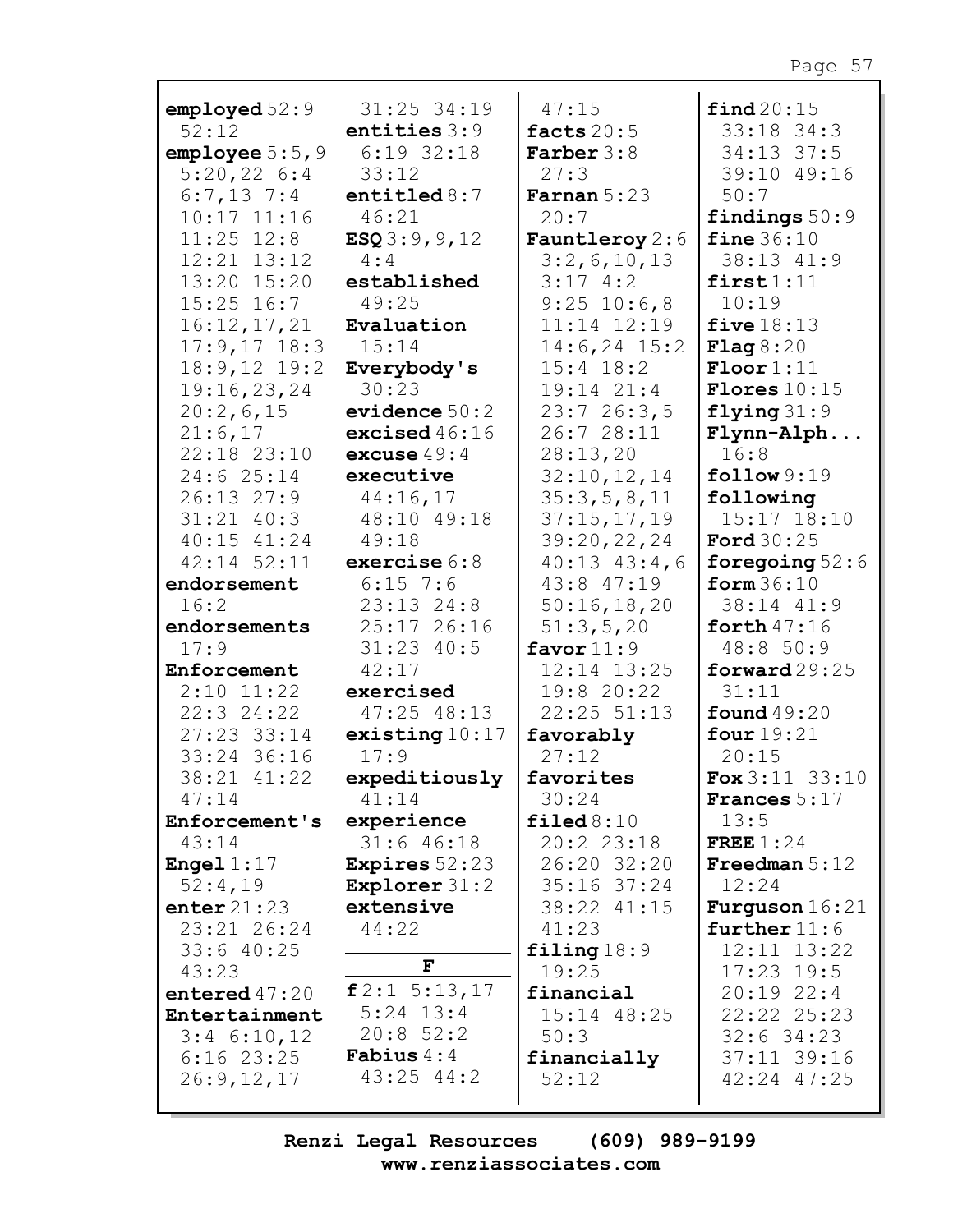**employed** 52:9 52:12
**employee** 5:5,9 5:20,22 6:4 6:7,13 7:4 10:17 11:16 11:25 12:8 12:21 13:12 13:20 15:20 15:25 16:7 16:12,17,21 17:9,17 18:3 18:9,12 19:2 19:16,23,24 20:2,6,15 21:6,17 22:18 23:10 24:6 25:14 26:13 27:9 31:21 40:3 40:15 41:24 42:14 52:11
**endorsement** 16:2
**endorsements** 17:9
**Enforcement** 2:10 11:22 22:3 24:22 27:23 33:14 33:24 36:16 38:21 41:22 47:14
**Enforcement's** 43:14
**Engel** 1:17 52:4,19
**enter** 21:23 23:21 26:24 33:6 40:25 43:23
**entered** 47:20
**Entertainment** 3:4 6:10,12 6:16 23:25 26:9,12,17 31:25 34:19
**entities** 3:9 6:19 32:18 33:12
**entitled** 8:7 46:21
**ESQ** 3:9,9,12 4:4
**established** 49:25
**Evaluation** 15:14
**Everybody's** 30:23
**evidence** 50:2
**excised** 46:16
**excuse** 49:4
**executive** 44:16,17 48:10 49:18 49:18
**exercise** 6:8 6:15 7:6 23:13 24:8 25:17 26:16 31:23 40:5 42:17
**exercised** 47:25 48:13
**existing** 10:17 17:9
**expeditiously** 41:14
**experience** 31:6 46:18
**Expires** 52:23
**Explorer** 31:2
**extensive** 44:22

**F**

**f** 2:1 5:13,17 5:24 13:4 20:8 52:2
**Fabius** 4:4 43:25 44:2 47:15
**facts** 20:5
**Farber** 3:8 27:3
**Farnan** 5:23 20:7
**Fauntleroy** 2:6 3:2,6,10,13 3:17 4:2 9:25 10:6,8 11:14 12:19 14:6,24 15:2 15:4 18:2 19:14 21:4 23:7 26:3,5 26:7 28:11 28:13,20 32:10,12,14 35:3,5,8,11 37:15,17,19 39:20,22,24 40:13 43:4,6 43:8 47:19 50:16,18,20 51:3,5,20
**favor** 11:9 12:14 13:25 19:8 20:22 22:25 51:13
**favorably** 27:12
**favorites** 30:24
**filed** 8:10 20:2 23:18 26:20 32:20 35:16 37:24 38:22 41:15 41:23
**filing** 18:9 19:25
**financial** 15:14 48:25 50:3
**financially** 52:12
**find** 20:15 33:18 34:3 34:13 37:5 39:10 49:16 50:7
**findings** 50:9
**fine** 36:10 38:13 41:9
**first** 1:11 10:19
**five** 18:13
**Flag** 8:20
**Floor** 1:11
**Flores** 10:15
**flying** 31:9
**Flynn-Alph...** 16:8
**follow** 9:19
**following** 15:17 18:10
**Ford** 30:25
**foregoing** 52:6
**form** 36:10 38:14 41:9
**forth** 47:16 48:8 50:9
**forward** 29:25 31:11
**found** 49:20
**four** 19:21 20:15
**Fox** 3:11 33:10
**Frances** 5:17 13:5
**FREE** 1:24
**Freedman** 5:12 12:24
**Furguson** 16:21
**further** 11:6 12:11 13:22 17:23 19:5 20:19 22:4 22:22 25:23 32:6 34:23 37:11 39:16 42:24 47:25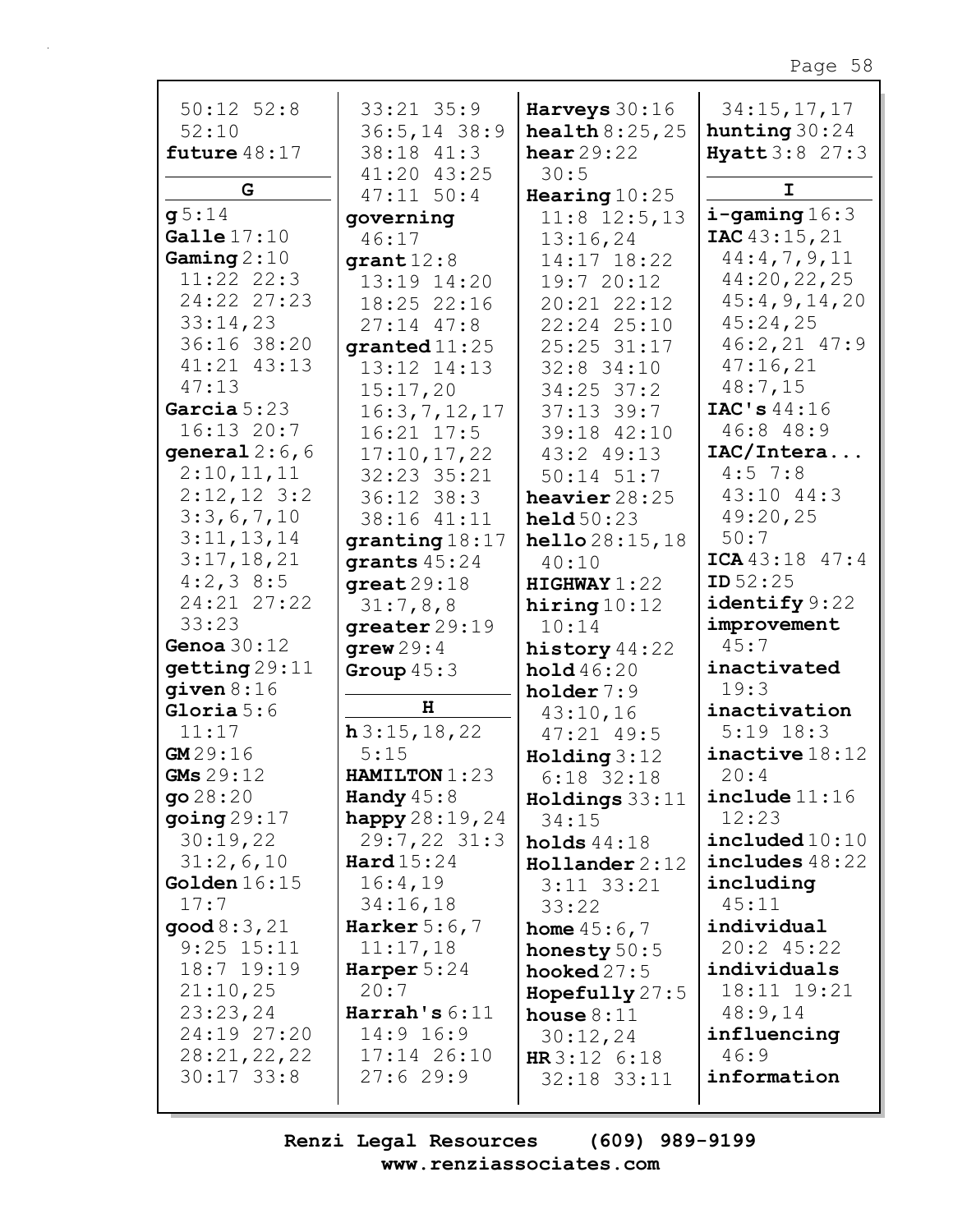50:12 52:8
52:10
**future** 48:17

**G**

**g** 5:14
**Galle** 17:10
**Gaming** 2:10
11:22 22:3
24:22 27:23
33:14,23
36:16 38:20
41:21 43:13
47:13
**Garcia** 5:23
16:13 20:7
**general** 2:6,6
2:10,11,11
2:12,12 3:2
3:3,6,7,10
3:11,13,14
3:17,18,21
4:2,3 8:5
24:21 27:22
33:23
**Genoa** 30:12
**getting** 29:11
**given** 8:16
**Gloria** 5:6
11:17
**GM** 29:16
**GMs** 29:12
**go** 28:20
**going** 29:17
30:19,22
31:2,6,10
**Golden** 16:15
17:7
**good** 8:3,21
9:25 15:11
18:7 19:19
21:10,25
23:23,24
24:19 27:20
28:21,22,22
30:17 33:8
33:21 35:9
36:5,14 38:9
38:18 41:3
41:20 43:25
47:11 50:4
**governing**
46:17
**grant** 12:8
13:19 14:20
18:25 22:16
27:14 47:8
**granted** 11:25
13:12 14:13
15:17,20
16:3,7,12,17
16:21 17:5
17:10,17,22
32:23 35:21
36:12 38:3
38:16 41:11
**granting** 18:17
**grants** 45:24
**great** 29:18
31:7,8,8
**greater** 29:19
**grew** 29:4
**Group** 45:3

**H**

**h** 3:15,18,22
5:15
**HAMILTON** 1:23
**Handy** 45:8
**happy** 28:19,24
29:7,22 31:3
**Hard** 15:24
16:4,19
34:16,18
**Harker** 5:6,7
11:17,18
**Harper** 5:24
20:7
**Harrah's** 6:11
14:9 16:9
17:14 26:10
27:6 29:9
**Harveys** 30:16
**health** 8:25,25
**hear** 29:22
30:5
**Hearing** 10:25
11:8 12:5,13
13:16,24
14:17 18:22
19:7 20:12
20:21 22:12
22:24 25:10
25:25 31:17
32:8 34:10
34:25 37:2
37:13 39:7
39:18 42:10
43:2 49:13
50:14 51:7
**heavier** 28:25
**held** 50:23
**hello** 28:15,18
40:10
**HIGHWAY** 1:22
**hiring** 10:12
10:14
**history** 44:22
**hold** 46:20
**holder** 7:9
43:10,16
47:21 49:5
**Holding** 3:12
6:18 32:18
**Holdings** 33:11
34:15
**holds** 44:18
**Hollander** 2:12
3:11 33:21
33:22
**home** 45:6,7
**honesty** 50:5
**hooked** 27:5
**Hopefully** 27:5
**house** 8:11
30:12,24
**HR** 3:12 6:18
32:18 33:11
34:15,17,17
**hunting** 30:24
**Hyatt** 3:8 27:3

**I**

**i-gaming** 16:3
**IAC** 43:15,21
44:4,7,9,11
44:20,22,25
45:4,9,14,20
45:24,25
46:2,21 47:9
47:16,21
48:7,15
**IAC's** 44:16
46:8 48:9
**IAC/Intera...**
4:5 7:8
43:10 44:3
49:20,25
50:7
**ICA** 43:18 47:4
**ID** 52:25
**identify** 9:22
**improvement**
45:7
**inactivated**
19:3
**inactivation**
5:19 18:3
**inactive** 18:12
20:4
**include** 11:16
12:23
**included** 10:10
**includes** 48:22
**including**
45:11
**individual**
20:2 45:22
**individuals**
18:11 19:21
48:9,14
**influencing**
46:9
**information**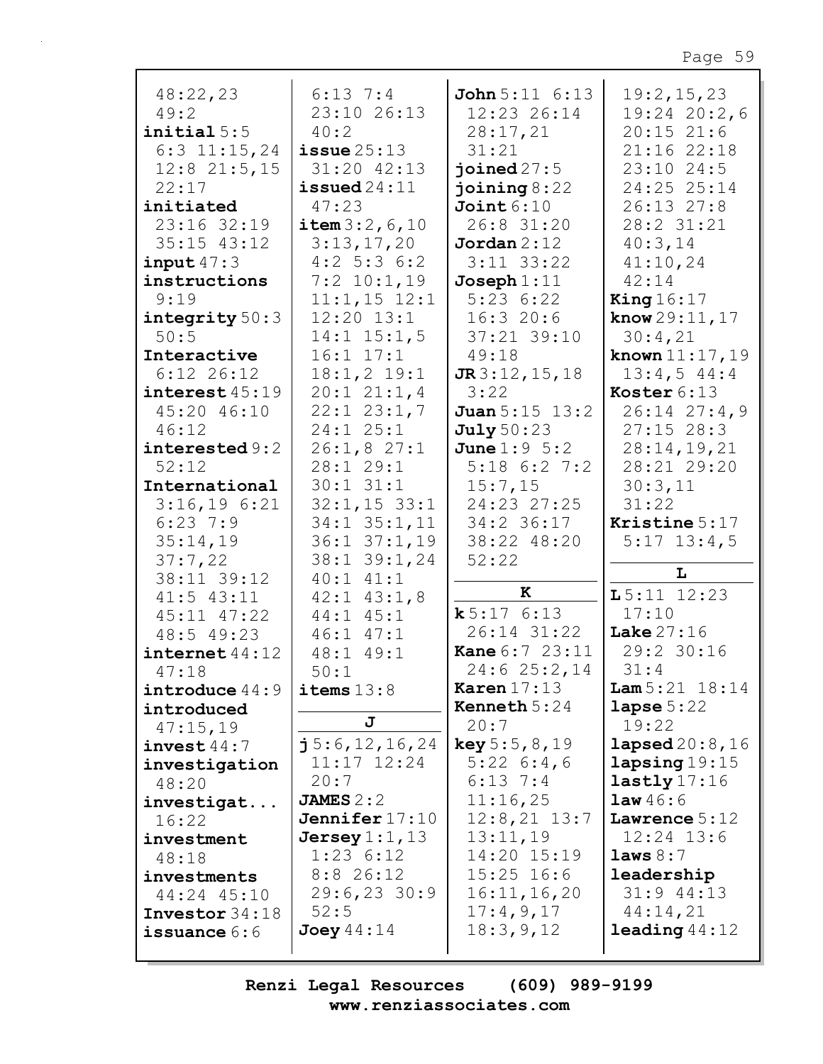48:22,23
49:2
**initial** 5:5
6:3 11:15,24
12:8 21:5,15
22:17
**initiated**
23:16 32:19
35:15 43:12
**input** 47:3
**instructions**
9:19
**integrity** 50:3
50:5
**Interactive**
6:12 26:12
**interest** 45:19
45:20 46:10
46:12
**interested** 9:2
52:12
**International**
3:16,19 6:21
6:23 7:9
35:14,19
37:7,22
38:11 39:12
41:5 43:11
45:11 47:22
48:5 49:23
**internet** 44:12
47:18
**introduce** 44:9
**introduced**
47:15,19
**invest** 44:7
**investigation**
48:20
**investigat...**
16:22
**investment**
48:18
**investments**
44:24 45:10
**Investor** 34:18
**issuance** 6:6

6:13 7:4
23:10 26:13
40:2
**issue** 25:13
31:20 42:13
**issued** 24:11
47:23
**item** 3:2,6,10
3:13,17,20
4:2 5:3 6:2
7:2 10:1,19
11:1,15 12:1
12:20 13:1
14:1 15:1,5
16:1 17:1
18:1,2 19:1
20:1 21:1,4
22:1 23:1,7
24:1 25:1
26:1,8 27:1
28:1 29:1
30:1 31:1
32:1,15 33:1
34:1 35:1,11
36:1 37:1,19
38:1 39:1,24
40:1 41:1
42:1 43:1,8
44:1 45:1
46:1 47:1
48:1 49:1
50:1
**items** 13:8

**J**

**j** 5:6,12,16,24
11:17 12:24
20:7
**JAMES** 2:2
**Jennifer** 17:10
**Jersey** 1:1,13
1:23 6:12
8:8 26:12
29:6,23 30:9
52:5
**Joey** 44:14

**John** 5:11 6:13
12:23 26:14
28:17,21
31:21
**joined** 27:5
**joining** 8:22
**Joint** 6:10
26:8 31:20
**Jordan** 2:12
3:11 33:22
**Joseph** 1:11
5:23 6:22
16:3 20:6
37:21 39:10
49:18
**JR** 3:12,15,18
3:22
**Juan** 5:15 13:2
**July** 50:23
**June** 1:9 5:2
5:18 6:2 7:2
15:7,15
24:23 27:25
34:2 36:17
38:22 48:20
52:22

**K**

**k** 5:17 6:13
26:14 31:22
**Kane** 6:7 23:11
24:6 25:2,14
**Karen** 17:13
**Kenneth** 5:24
20:7
**key** 5:5,8,19
5:22 6:4,6
6:13 7:4
11:16,25
12:8,21 13:7
13:11,19
14:20 15:19
15:25 16:6
16:11,16,20
17:4,9,17
18:3,9,12

19:2,15,23
19:24 20:2,6
20:15 21:6
21:16 22:18
23:10 24:5
24:25 25:14
26:13 27:8
28:2 31:21
40:3,14
41:10,24
42:14
**King** 16:17
**know** 29:11,17
30:4,21
**known** 11:17,19
13:4,5 44:4
**Koster** 6:13
26:14 27:4,9
27:15 28:3
28:14,19,21
28:21 29:20
30:3,11
31:22
**Kristine** 5:17
5:17 13:4,5

**L**

**L** 5:11 12:23
17:10
**Lake** 27:16
29:2 30:16
31:4
**Lam** 5:21 18:14
**lapse** 5:22
19:22
**lapsed** 20:8,16
**lapsing** 19:15
**lastly** 17:16
**law** 46:6
**Lawrence** 5:12
12:24 13:6
**laws** 8:7
**leadership**
31:9 44:13
44:14,21
**leading** 44:12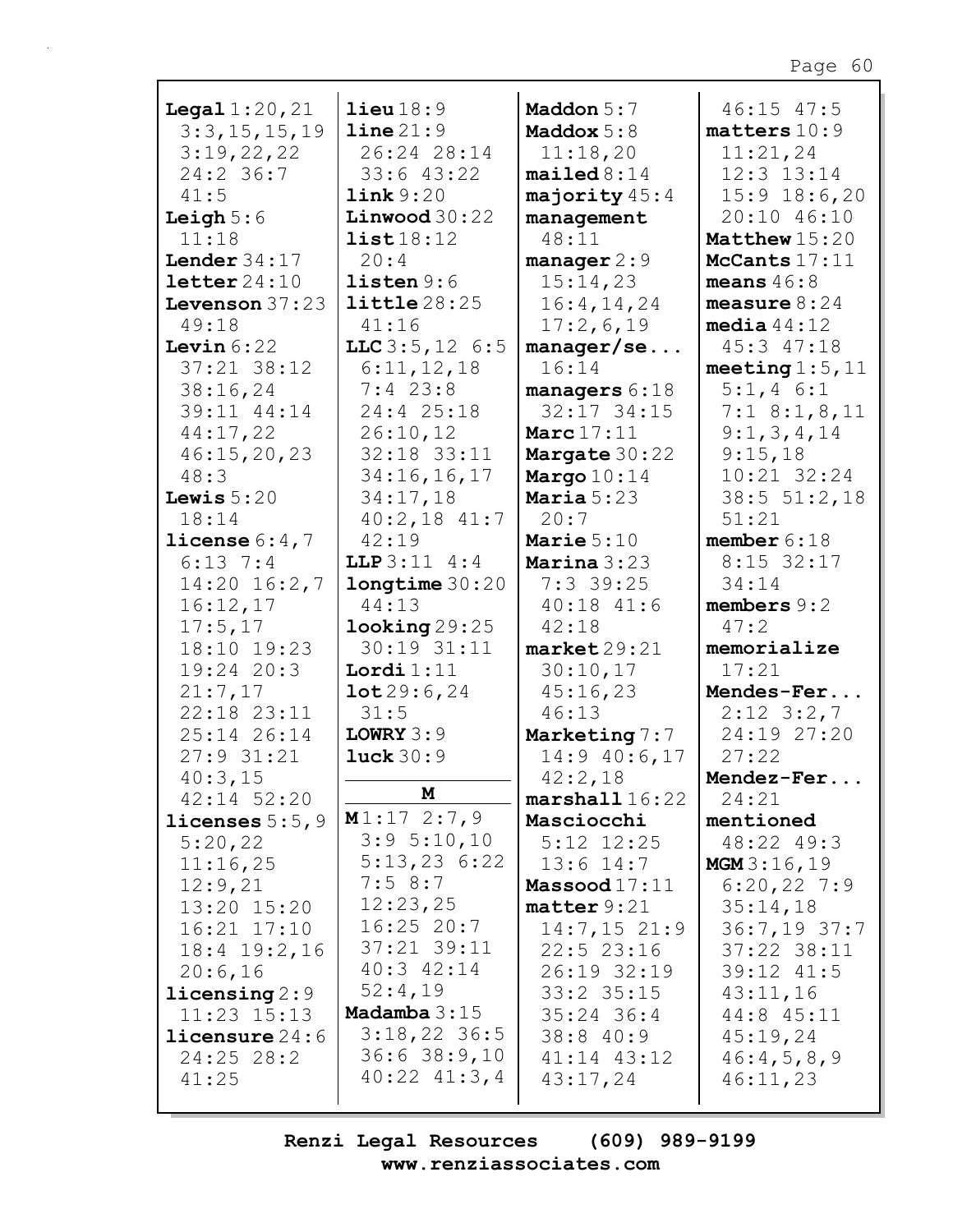**Legal** 1:20,21 3:3,15,15,19 3:19,22,22 24:2 36:7 41:5
**Leigh** 5:6 11:18
**Lender** 34:17
**letter** 24:10
**Levenson** 37:23 49:18
**Levin** 6:22 37:21 38:12 38:16,24 39:11 44:14 44:17,22 46:15,20,23 48:3
**Lewis** 5:20 18:14
**license** 6:4,7 6:13 7:4 14:20 16:2,7 16:12,17 17:5,17 18:10 19:23 19:24 20:3 21:7,17 22:18 23:11 25:14 26:14 27:9 31:21 40:3,15 42:14 52:20
**licenses** 5:5,9 5:20,22 11:16,25 12:9,21 13:20 15:20 16:21 17:10 18:4 19:2,16 20:6,16
**licensing** 2:9 11:23 15:13
**licensure** 24:6 24:25 28:2 41:25

**lieu** 18:9
**line** 21:9 26:24 28:14 33:6 43:22
**link** 9:20
**Linwood** 30:22
**list** 18:12 20:4
**listen** 9:6
**little** 28:25 41:16
**LLC** 3:5,12 6:5 6:11,12,18 7:4 23:8 24:4 25:18 26:10,12 32:18 33:11 34:16,16,17 34:17,18 40:2,18 41:7 42:19
**LLP** 3:11 4:4
**longtime** 30:20 44:13
**looking** 29:25 30:19 31:11
**Lordi** 1:11
**lot** 29:6,24 31:5
**LOWRY** 3:9
**luck** 30:9

**M**

**M** 1:17 2:7,9 3:9 5:10,10 5:13,23 6:22 7:5 8:7 12:23,25 16:25 20:7 37:21 39:11 40:3 42:14 52:4,19
**Madamba** 3:15 3:18,22 36:5 36:6 38:9,10 40:22 41:3,4

**Maddon** 5:7
**Maddox** 5:8 11:18,20
**mailed** 8:14
**majority** 45:4
**management** 48:11
**manager** 2:9 15:14,23 16:4,14,24 17:2,6,19
**manager/se...** 16:14
**managers** 6:18 32:17 34:15
**Marc** 17:11
**Margate** 30:22
**Margo** 10:14
**Maria** 5:23 20:7
**Marie** 5:10
**Marina** 3:23 7:3 39:25 40:18 41:6 42:18
**market** 29:21 30:10,17 45:16,23 46:13
**Marketing** 7:7 14:9 40:6,17 42:2,18
**marshall** 16:22
**Masciocchi** 5:12 12:25 13:6 14:7
**Massood** 17:11
**matter** 9:21 14:7,15 21:9 22:5 23:16 26:19 32:19 33:2 35:15 35:24 36:4 38:8 40:9 41:14 43:12 43:17,24

46:15 47:5
**matters** 10:9 11:21,24 12:3 13:14 15:9 18:6,20 20:10 46:10
**Matthew** 15:20
**McCants** 17:11
**means** 46:8
**measure** 8:24
**media** 44:12 45:3 47:18
**meeting** 1:5,11 5:1,4 6:1 7:1 8:1,8,11 9:1,3,4,14 9:15,18 10:21 32:24 38:5 51:2,18 51:21
**member** 6:18 8:15 32:17 34:14
**members** 9:2 47:2
**memorialize** 17:21
**Mendes-Fer...** 2:12 3:2,7 24:19 27:20 27:22
**Mendez-Fer...** 24:21
**mentioned** 48:22 49:3
**MGM** 3:16,19 6:20,22 7:9 35:14,18 36:7,19 37:7 37:22 38:11 39:12 41:5 43:11,16 44:8 45:11 45:19,24 46:4,5,8,9 46:11,23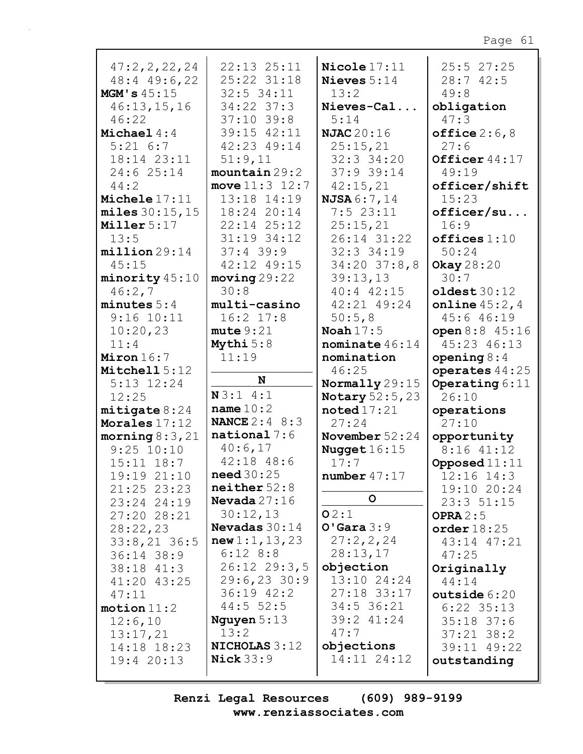47:2,2,22,24
48:4 49:6,22
**MGM's** 45:15
46:13,15,16
46:22
**Michael** 4:4
5:21 6:7
18:14 23:11
24:6 25:14
44:2
**Michele** 17:11
**miles** 30:15,15
**Miller** 5:17
13:5
**million** 29:14
45:15
**minority** 45:10
46:2,7
**minutes** 5:4
9:16 10:11
10:20,23
11:4
**Miron** 16:7
**Mitchell** 5:12
5:13 12:24
12:25
**mitigate** 8:24
**Morales** 17:12
**morning** 8:3,21
9:25 10:10
15:11 18:7
19:19 21:10
21:25 23:23
23:24 24:19
27:20 28:21
28:22,23
33:8,21 36:5
36:14 38:9
38:18 41:3
41:20 43:25
47:11
**motion** 11:2
12:6,10
13:17,21
14:18 18:23
19:4 20:13
22:13 25:11
25:22 31:18
32:5 34:11
34:22 37:3
37:10 39:8
39:15 42:11
42:23 49:14
51:9,11
**mountain** 29:2
**move** 11:3 12:7
13:18 14:19
18:24 20:14
22:14 25:12
31:19 34:12
37:4 39:9
42:12 49:15
**moving** 29:22
30:8
**multi-casino**
16:2 17:8
**mute** 9:21
**Mythi** 5:8
11:19

**N**

**N** 3:1 4:1
**name** 10:2
**NANCE** 2:4 8:3
**national** 7:6
40:6,17
42:18 48:6
**need** 30:25
**neither** 52:8
**Nevada** 27:16
30:12,13
**Nevadas** 30:14
**new** 1:1,13,23
6:12 8:8
26:12 29:3,5
29:6,23 30:9
36:19 42:2
44:5 52:5
**Nguyen** 5:13
13:2
**NICHOLAS** 3:12
**Nick** 33:9
**Nicole** 17:11
**Nieves** 5:14
13:2
**Nieves-Cal...**
5:14
**NJAC** 20:16
25:15,21
32:3 34:20
37:9 39:14
42:15,21
**NJSA** 6:7,14
7:5 23:11
25:15,21
26:14 31:22
32:3 34:19
34:20 37:8,8
39:13,13
40:4 42:15
42:21 49:24
50:5,8
**Noah** 17:5
**nominate** 46:14
**nomination**
46:25
**Normally** 29:15
**Notary** 52:5,23
**noted** 17:21
27:24
**November** 52:24
**Nugget** 16:15
17:7
**number** 47:17

**O**

**O** 2:1
**O'Gara** 3:9
27:2,2,24
28:13,17
**objection**
13:10 24:24
27:18 33:17
34:5 36:21
39:2 41:24
47:7
**objections**
14:11 24:12
25:5 27:25
28:7 42:5
49:8
**obligation**
47:3
**office** 2:6,8
27:6
**Officer** 44:17
49:19
**officer/shift**
15:23
**officer/su...**
16:9
**offices** 1:10
50:24
**Okay** 28:20
30:7
**oldest** 30:12
**online** 45:2,4
45:6 46:19
**open** 8:8 45:16
45:23 46:13
**opening** 8:4
**operates** 44:25
**Operating** 6:11
26:10
**operations**
27:10
**opportunity**
8:16 41:12
**Opposed** 11:11
12:16 14:3
19:10 20:24
23:3 51:15
**OPRA** 2:5
**order** 18:25
43:14 47:21
47:25
**Originally**
44:14
**outside** 6:20
6:22 35:13
35:18 37:6
37:21 38:2
39:11 49:22
**outstanding**

Renzi Legal Resources (609) 989-9199
www.renziassociates.com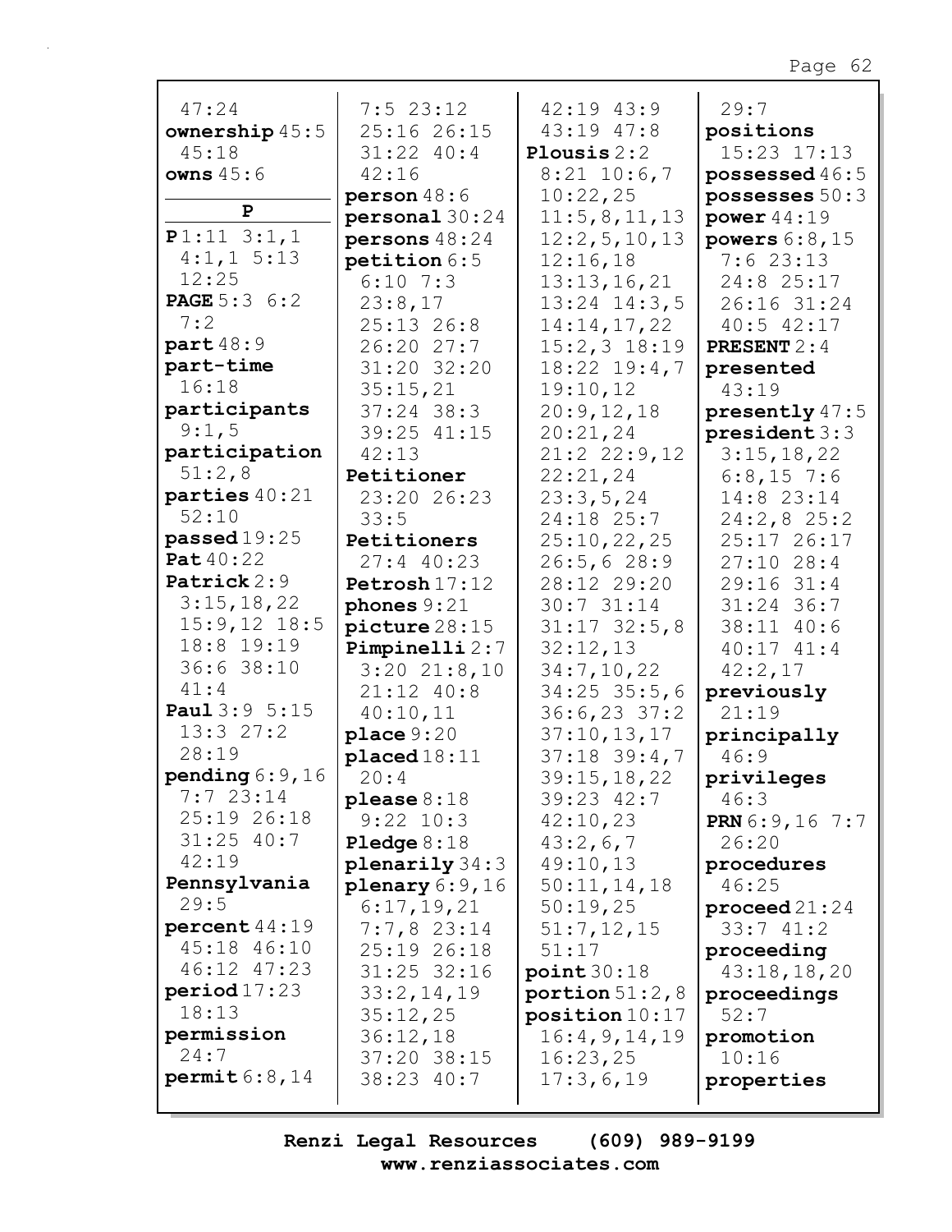47:24

**ownership** 45:5 45:18

**owns** 45:6

**P**

**P** 1:11 3:1,1 4:1,1 5:13 12:25

**PAGE** 5:3 6:2 7:2

**part** 48:9

**part-time** 16:18

**participants** 9:1,5

**participation** 51:2,8

**parties** 40:21 52:10

**passed** 19:25

**Pat** 40:22

**Patrick** 2:9 3:15,18,22 15:9,12 18:5 18:8 19:19 36:6 38:10 41:4

**Paul** 3:9 5:15 13:3 27:2 28:19

**pending** 6:9,16 7:7 23:14 25:19 26:18 31:25 40:7 42:19

**Pennsylvania** 29:5

**percent** 44:19 45:18 46:10 46:12 47:23

**period** 17:23 18:13

**permission** 24:7

**permit** 6:8,14 7:5 23:12 25:16 26:15 31:22 40:4 42:16

**person** 48:6

**personal** 30:24

**persons** 48:24

**petition** 6:5 6:10 7:3 23:8,17 25:13 26:8 26:20 27:7 31:20 32:20 35:15,21 37:24 38:3 39:25 41:15 42:13

**Petitioner** 23:20 26:23 33:5

**Petitioners** 27:4 40:23

**Petrosh** 17:12

**phones** 9:21

**picture** 28:15

**Pimpinelli** 2:7 3:20 21:8,10 21:12 40:8 40:10,11

**place** 9:20

**placed** 18:11 20:4

**please** 8:18 9:22 10:3

**Pledge** 8:18

**plenarily** 34:3

**plenary** 6:9,16 6:17,19,21 7:7,8 23:14 25:19 26:18 31:25 32:16 33:2,14,19 35:12,25 36:12,18 37:20 38:15 38:23 40:7 42:19 43:9 43:19 47:8

**Plousis** 2:2 8:21 10:6,7 10:22,25 11:5,8,11,13 12:2,5,10,13 12:16,18 13:13,16,21 13:24 14:3,5 14:14,17,22 15:2,3 18:19 18:22 19:4,7 19:10,12 20:9,12,18 20:21,24 21:2 22:9,12 22:21,24 23:3,5,24 24:18 25:7 25:10,22,25 26:5,6 28:9 28:12 29:20 30:7 31:14 31:17 32:5,8 32:12,13 34:7,10,22 34:25 35:5,6 36:6,23 37:2 37:10,13,17 37:18 39:4,7 39:15,18,22 39:23 42:7 42:10,23 43:2,6,7 49:10,13 50:11,14,18 50:19,25 51:7,12,15 51:17

**point** 30:18

**portion** 51:2,8

**position** 10:17 16:4,9,14,19 16:23,25 17:3,6,19 29:7

**positions** 15:23 17:13

**possessed** 46:5

**possesses** 50:3

**power** 44:19

**powers** 6:8,15 7:6 23:13 24:8 25:17 26:16 31:24 40:5 42:17

**PRESENT** 2:4

**presented** 43:19

**presently** 47:5

**president** 3:3 3:15,18,22 6:8,15 7:6 14:8 23:14 24:2,8 25:2 25:17 26:17 27:10 28:4 29:16 31:4 31:24 36:7 38:11 40:6 40:17 41:4 42:2,17

**previously** 21:19

**principally** 46:9

**privileges** 46:3

**PRN** 6:9,16 7:7 26:20

**procedures** 46:25

**proceed** 21:24 33:7 41:2

**proceeding** 43:18,18,20

**proceedings** 52:7

**promotion** 10:16

**properties**

Renzi Legal Resources (609) 989-9199
www.renziassociates.com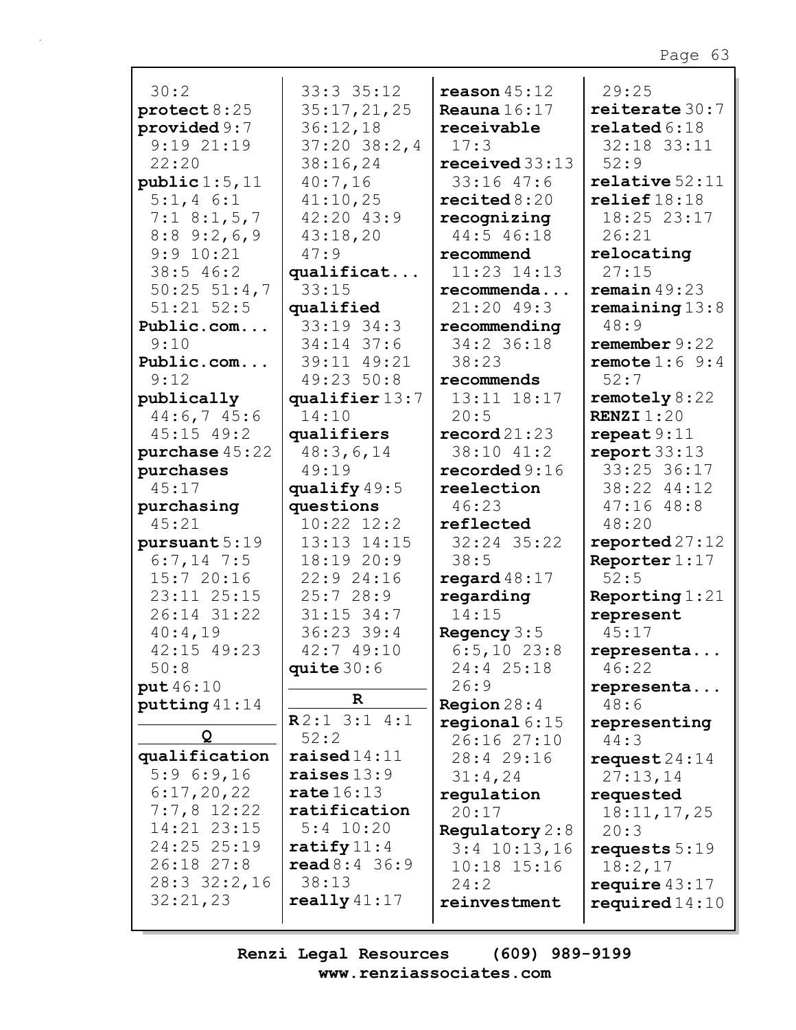30:2
**protect** 8:25
**provided** 9:7 9:19 21:19 22:20
**public** 1:5,11 5:1,4 6:1 7:1 8:1,5,7 8:8 9:2,6,9 9:9 10:21 38:5 46:2 50:25 51:4,7 51:21 52:5
**Public.com...** 9:10
**Public.com...** 9:12
**publically** 44:6,7 45:6 45:15 49:2
**purchase** 45:22
**purchases** 45:17
**purchasing** 45:21
**pursuant** 5:19 6:7,14 7:5 15:7 20:16 23:11 25:15 26:14 31:22 40:4,19 42:15 49:23 50:8
**put** 46:10
**putting** 41:14

**Q**

**qualification** 5:9 6:9,16 6:17,20,22 7:7,8 12:22 14:21 23:15 24:25 25:19 26:18 27:8 28:3 32:2,16 32:21,23 33:3 35:12 35:17,21,25 36:12,18 37:20 38:2,4 38:16,24 40:7,16 41:10,25 42:20 43:9 43:18,20 47:9
**qualificat...** 33:15
**qualified** 33:19 34:3 34:14 37:6 39:11 49:21 49:23 50:8
**qualifier** 13:7 14:10
**qualifiers** 48:3,6,14 49:19
**qualify** 49:5
**questions** 10:22 12:2 13:13 14:15 18:19 20:9 22:9 24:16 25:7 28:9 31:15 34:7 36:23 39:4 42:7 49:10
**quite** 30:6

**R**

**R** 2:1 3:1 4:1 52:2
**raised** 14:11
**raises** 13:9
**rate** 16:13
**ratification** 5:4 10:20
**ratify** 11:4
**read** 8:4 36:9 38:13
**really** 41:17
**reason** 45:12
**Reauna** 16:17
**receivable** 17:3
**received** 33:13 33:16 47:6
**recited** 8:20
**recognizing** 44:5 46:18
**recommend** 11:23 14:13
**recommenda...** 21:20 49:3
**recommending** 34:2 36:18 38:23
**recommends** 13:11 18:17 20:5
**record** 21:23 38:10 41:2
**recorded** 9:16
**reelection** 46:23
**reflected** 32:24 35:22 38:5
**regard** 48:17
**regarding** 14:15
**Regency** 3:5 6:5,10 23:8 24:4 25:18 26:9
**Region** 28:4
**regional** 6:15 26:16 27:10 28:4 29:16 31:4,24
**regulation** 20:17
**Regulatory** 2:8 3:4 10:13,16 10:18 15:16 24:2
**reinvestment** 29:25
**reiterate** 30:7
**related** 6:18 32:18 33:11 52:9
**relative** 52:11
**relief** 18:18 18:25 23:17 26:21
**relocating** 27:15
**remain** 49:23
**remaining** 13:8 48:9
**remember** 9:22
**remote** 1:6 9:4 52:7
**remotely** 8:22
**RENZI** 1:20
**repeat** 9:11
**report** 33:13 33:25 36:17 38:22 44:12 47:16 48:8 48:20
**reported** 27:12
**Reporter** 1:17 52:5
**Reporting** 1:21
**represent** 45:17
**representa...** 46:22
**representa...** 48:6
**representing** 44:3
**request** 24:14 27:13,14
**requested** 18:11,17,25 20:3
**requests** 5:19 18:2,17
**require** 43:17
**required** 14:10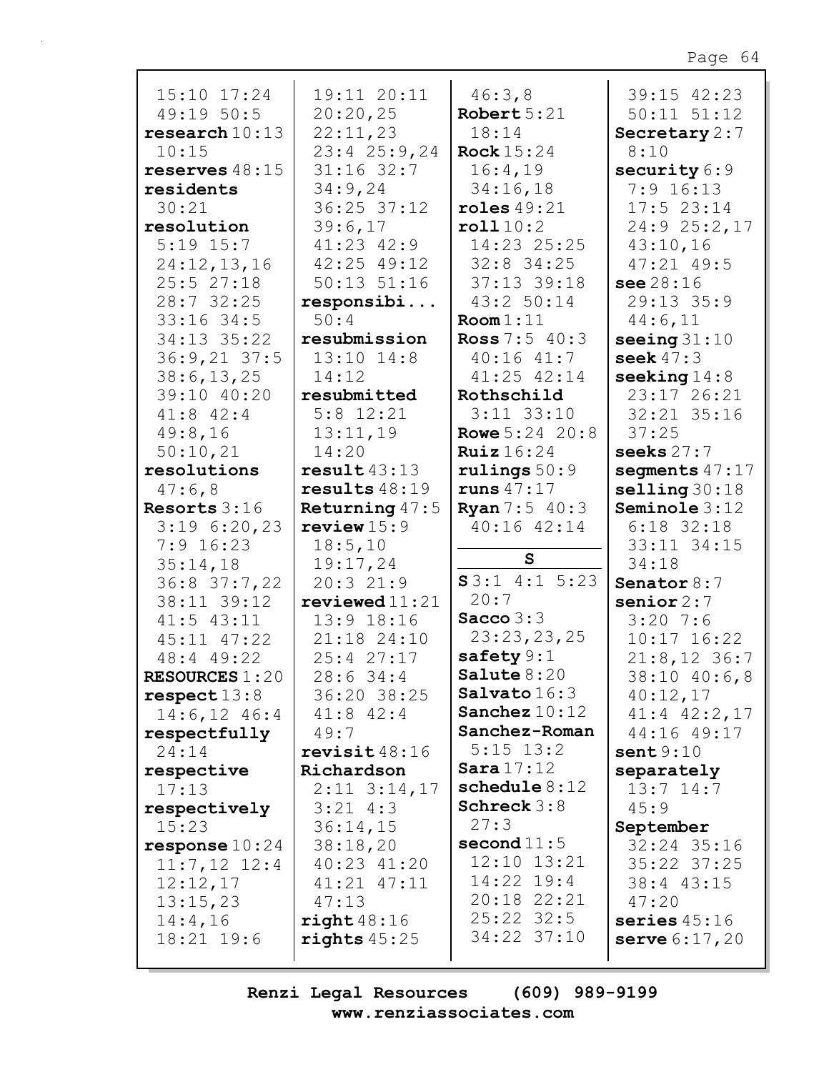15:10 17:24
49:19 50:5
**research** 10:13
10:15
**reserves** 48:15
**residents**
30:21
**resolution**
5:19 15:7
24:12,13,16
25:5 27:18
28:7 32:25
33:16 34:5
34:13 35:22
36:9,21 37:5
38:6,13,25
39:10 40:20
41:8 42:4
49:8,16
50:10,21
**resolutions**
47:6,8
**Resorts** 3:16
3:19 6:20,23
7:9 16:23
35:14,18
36:8 37:7,22
38:11 39:12
41:5 43:11
45:11 47:22
48:4 49:22
**RESOURCES** 1:20
**respect** 13:8
14:6,12 46:4
**respectfully**
24:14
**respective**
17:13
**respectively**
15:23
**response** 10:24
11:7,12 12:4
12:12,17
13:15,23
14:4,16
18:21 19:6

19:11 20:11
20:20,25
22:11,23
23:4 25:9,24
31:16 32:7
34:9,24
36:25 37:12
39:6,17
41:23 42:9
42:25 49:12
50:13 51:16
**responsibi...**
50:4
**resubmission**
13:10 14:8
14:12
**resubmitted**
5:8 12:21
13:11,19
14:20
**result** 43:13
**results** 48:19
**Returning** 47:5
**review** 15:9
18:5,10
19:17,24
20:3 21:9
**reviewed** 11:21
13:9 18:16
21:18 24:10
25:4 27:17
28:6 34:4
36:20 38:25
41:8 42:4
49:7
**revisit** 48:16
**Richardson**
2:11 3:14,17
3:21 4:3
36:14,15
38:18,20
40:23 41:20
41:21 47:11
47:13
**right** 48:16
**rights** 45:25

46:3,8
**Robert** 5:21
18:14
**Rock** 15:24
16:4,19
34:16,18
**roles** 49:21
**roll** 10:2
14:23 25:25
32:8 34:25
37:13 39:18
43:2 50:14
**Room** 1:11
**Ross** 7:5 40:3
40:16 41:7
41:25 42:14
**Rothschild**
3:11 33:10
**Rowe** 5:24 20:8
**Ruiz** 16:24
**rulings** 50:9
**runs** 47:17
**Ryan** 7:5 40:3
40:16 42:14

**S**

**S** 3:1 4:1 5:23
20:7
**Sacco** 3:3
23:23,23,25
**safety** 9:1
**Salute** 8:20
**Salvato** 16:3
**Sanchez** 10:12
**Sanchez-Roman**
5:15 13:2
**Sara** 17:12
**schedule** 8:12
**Schreck** 3:8
27:3
**second** 11:5
12:10 13:21
14:22 19:4
20:18 22:21
25:22 32:5
34:22 37:10

39:15 42:23
50:11 51:12
**Secretary** 2:7
8:10
**security** 6:9
7:9 16:13
17:5 23:14
24:9 25:2,17
43:10,16
47:21 49:5
**see** 28:16
29:13 35:9
44:6,11
**seeing** 31:10
**seek** 47:3
**seeking** 14:8
23:17 26:21
32:21 35:16
37:25
**seeks** 27:7
**segments** 47:17
**selling** 30:18
**Seminole** 3:12
6:18 32:18
33:11 34:15
34:18
**Senator** 8:7
**senior** 2:7
3:20 7:6
10:17 16:22
21:8,12 36:7
38:10 40:6,8
40:12,17
41:4 42:2,17
44:16 49:17
**sent** 9:10
**separately**
13:7 14:7
45:9
**September**
32:24 35:16
35:22 37:25
38:4 43:15
47:20
**series** 45:16
**serve** 6:17,20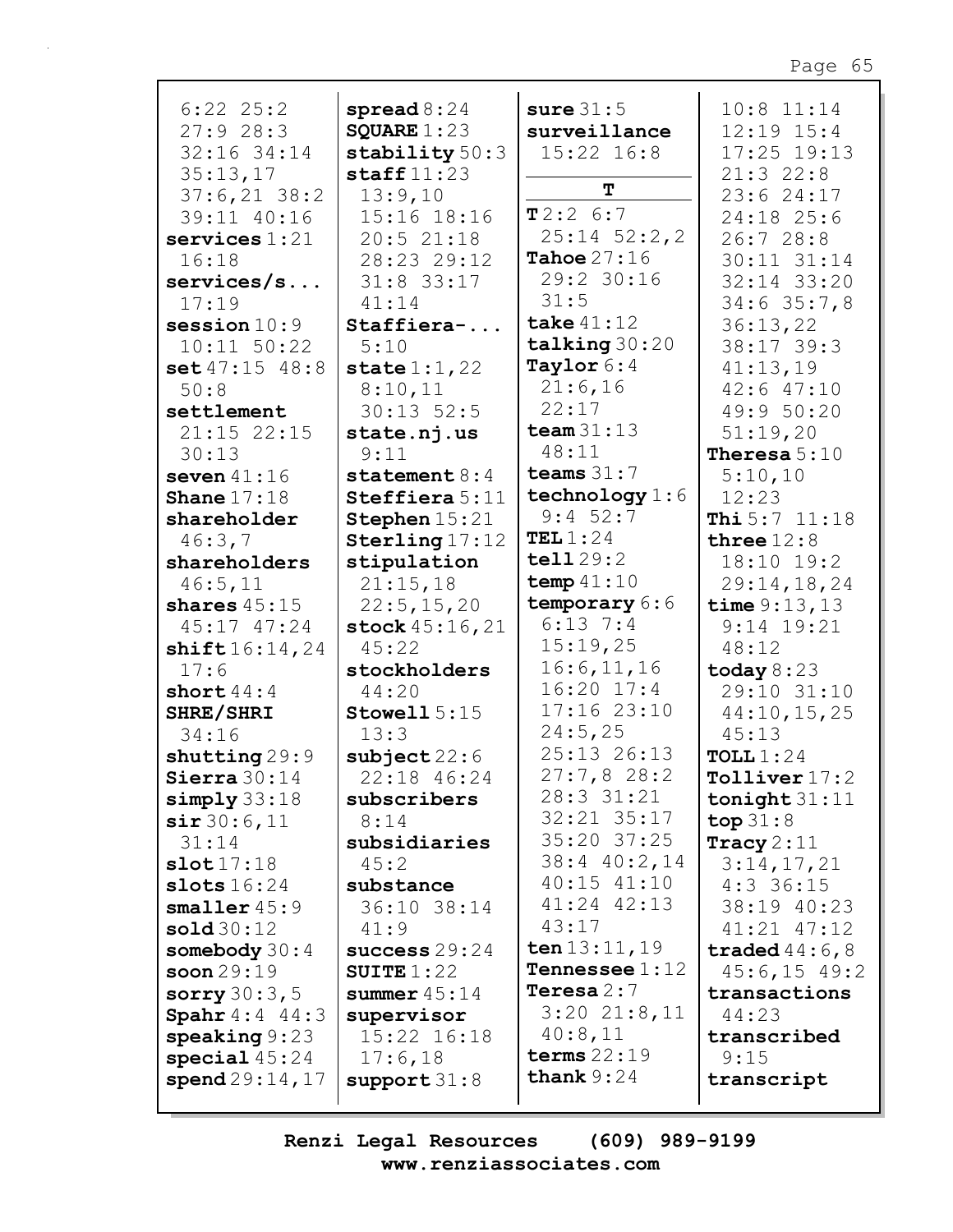6:22 25:2
27:9 28:3
32:16 34:14
35:13,17
37:6,21 38:2
39:11 40:16
**services** 1:21
16:18
**services/s...**
17:19
**session** 10:9
10:11 50:22
**set** 47:15 48:8
50:8
**settlement**
21:15 22:15
30:13
**seven** 41:16
**Shane** 17:18
**shareholder**
46:3,7
**shareholders**
46:5,11
**shares** 45:15
45:17 47:24
**shift** 16:14,24
17:6
**short** 44:4
**SHRE/SHRI**
34:16
**shutting** 29:9
**Sierra** 30:14
**simply** 33:18
**sir** 30:6,11
31:14
**slot** 17:18
**slots** 16:24
**smaller** 45:9
**sold** 30:12
**somebody** 30:4
**soon** 29:19
**sorry** 30:3,5
**Spahr** 4:4 44:3
**speaking** 9:23
**special** 45:24
**spend** 29:14,17

**spread** 8:24
**SQUARE** 1:23
**stability** 50:3
**staff** 11:23
13:9,10
15:16 18:16
20:5 21:18
28:23 29:12
31:8 33:17
41:14
**Staffiera-...**
5:10
**state** 1:1,22
8:10,11
30:13 52:5
**state.nj.us**
9:11
**statement** 8:4
**Steffiera** 5:11
**Stephen** 15:21
**Sterling** 17:12
**stipulation**
21:15,18
22:5,15,20
**stock** 45:16,21
45:22
**stockholders**
44:20
**Stowell** 5:15
13:3
**subject** 22:6
22:18 46:24
**subscribers**
8:14
**subsidiaries**
45:2
**substance**
36:10 38:14
41:9
**success** 29:24
**SUITE** 1:22
**summer** 45:14
**supervisor**
15:22 16:18
17:6,18
**support** 31:8

**sure** 31:5
**surveillance**
15:22 16:8

**T**

**T** 2:2 6:7
25:14 52:2,2
**Tahoe** 27:16
29:2 30:16
31:5
**take** 41:12
**talking** 30:20
**Taylor** 6:4
21:6,16
22:17
**team** 31:13
48:11
**teams** 31:7
**technology** 1:6
9:4 52:7
**TEL** 1:24
**tell** 29:2
**temp** 41:10
**temporary** 6:6
6:13 7:4
15:19,25
16:6,11,16
16:20 17:4
17:16 23:10
24:5,25
25:13 26:13
27:7,8 28:2
28:3 31:21
32:21 35:17
35:20 37:25
38:4 40:2,14
40:15 41:10
41:24 42:13
43:17
**ten** 13:11,19
**Tennessee** 1:12
**Teresa** 2:7
3:20 21:8,11
40:8,11
**terms** 22:19
**thank** 9:24

10:8 11:14
12:19 15:4
17:25 19:13
21:3 22:8
23:6 24:17
24:18 25:6
26:7 28:8
30:11 31:14
32:14 33:20
34:6 35:7,8
36:13,22
38:17 39:3
41:13,19
42:6 47:10
49:9 50:20
51:19,20
**Theresa** 5:10
5:10,10
12:23
**Thi** 5:7 11:18
**three** 12:8
18:10 19:2
29:14,18,24
**time** 9:13,13
9:14 19:21
48:12
**today** 8:23
29:10 31:10
44:10,15,25
45:13
**TOLL** 1:24
**Tolliver** 17:2
**tonight** 31:11
**top** 31:8
**Tracy** 2:11
3:14,17,21
4:3 36:15
38:19 40:23
41:21 47:12
**traded** 44:6,8
45:6,15 49:2
**transactions**
44:23
**transcribed**
9:15
**transcript**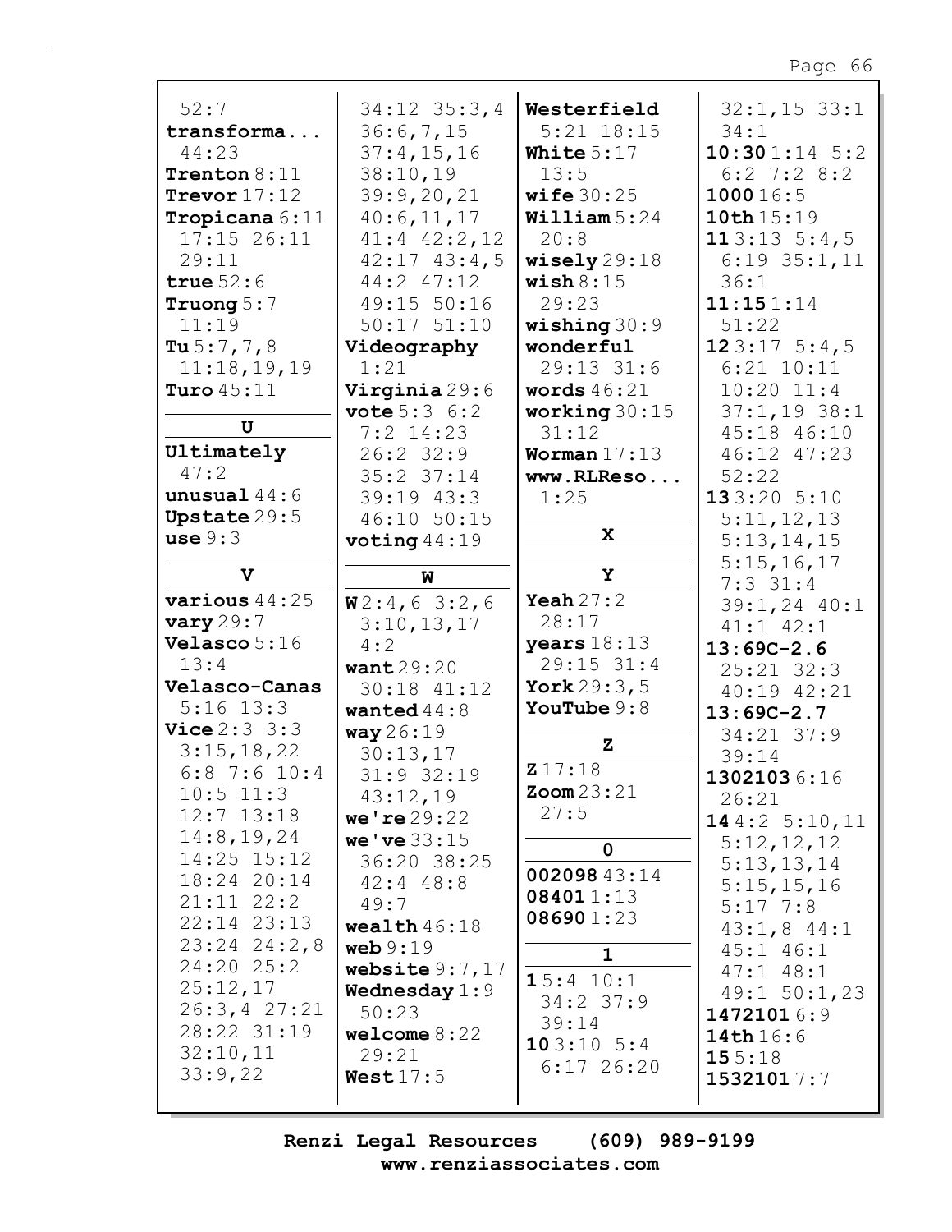52:7
**transforma...**
44:23
**Trenton** 8:11
**Trevor** 17:12
**Tropicana** 6:11
17:15 26:11
29:11
**true** 52:6
**Truong** 5:7
11:19
**Tu** 5:7,7,8
11:18,19,19
**Turo** 45:11

**U**

**Ultimately**
47:2
**unusual** 44:6
**Upstate** 29:5
**use** 9:3

**V**

**various** 44:25
**vary** 29:7
**Velasco** 5:16
13:4
**Velasco-Canas**
5:16 13:3
**Vice** 2:3 3:3
3:15,18,22
6:8 7:6 10:4
10:5 11:3
12:7 13:18
14:8,19,24
14:25 15:12
18:24 20:14
21:11 22:2
22:14 23:13
23:24 24:2,8
24:20 25:2
25:12,17
26:3,4 27:21
28:22 31:19
32:10,11
33:9,22
34:12 35:3,4
36:6,7,15
37:4,15,16
38:10,19
39:9,20,21
40:6,11,17
41:4 42:2,12
42:17 43:4,5
44:2 47:12
49:15 50:16
50:17 51:10
**Videography**
1:21
**Virginia** 29:6
**vote** 5:3 6:2
7:2 14:23
26:2 32:9
35:2 37:14
39:19 43:3
46:10 50:15
**voting** 44:19

**W**

**W** 2:4,6 3:2,6
3:10,13,17
4:2
**want** 29:20
30:18 41:12
**wanted** 44:8
**way** 26:19
30:13,17
31:9 32:19
43:12,19
**we're** 29:22
**we've** 33:15
36:20 38:25
42:4 48:8
49:7
**wealth** 46:18
**web** 9:19
**website** 9:7,17
**Wednesday** 1:9
50:23
**welcome** 8:22
29:21
**West** 17:5
**Westerfield**
5:21 18:15
**White** 5:17
13:5
**wife** 30:25
**William** 5:24
20:8
**wisely** 29:18
**wish** 8:15
29:23
**wishing** 30:9
**wonderful**
29:13 31:6
**words** 46:21
**working** 30:15
31:12
**Worman** 17:13
**www.RLReso...**
1:25

**X**

**Y**

**Yeah** 27:2
28:17
**years** 18:13
29:15 31:4
**York** 29:3,5
**YouTube** 9:8

**Z**

**Z** 17:18
**Zoom** 23:21
27:5

**0**

**002098** 43:14
**08401** 1:13
**08690** 1:23

**1**

**1** 5:4 10:1
34:2 37:9
39:14
**10** 3:10 5:4
6:17 26:20
32:1,15 33:1
34:1
**10:30** 1:14 5:2
6:2 7:2 8:2
**1000** 16:5
**10th** 15:19
**11** 3:13 5:4,5
6:19 35:1,11
36:1
**11:15** 1:14
51:22
**12** 3:17 5:4,5
6:21 10:11
10:20 11:4
37:1,19 38:1
45:18 46:10
46:12 47:23
52:22
**13** 3:20 5:10
5:11,12,13
5:13,14,15
5:15,16,17
7:3 31:4
39:1,24 40:1
41:1 42:1
**13:69C-2.6**
25:21 32:3
40:19 42:21
**13:69C-2.7**
34:21 37:9
39:14
**1302103** 6:16
26:21
**14** 4:2 5:10,11
5:12,12,12
5:13,13,14
5:15,15,16
5:17 7:8
43:1,8 44:1
45:1 46:1
47:1 48:1
49:1 50:1,23
**1472101** 6:9
**14th** 16:6
**15** 5:18
**1532101** 7:7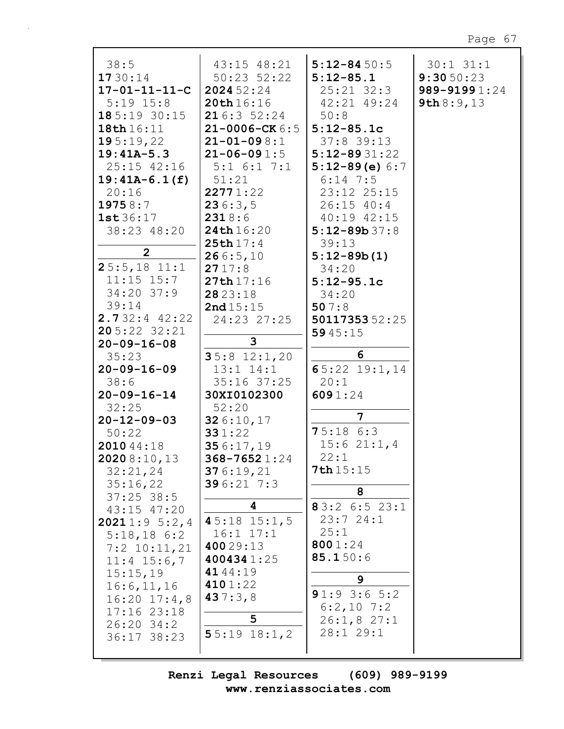38:5
**17** 30:14
**17-01-11-11-C**
5:19 15:8
**18** 5:19 30:15
**18th** 16:11
**19** 5:19,22
**19:41A-5.3**
25:15 42:16
**19:41A-6.1(f)**
20:16
**1975** 8:7
**1st** 36:17
38:23 48:20

**2**

**2** 5:5,18 11:1
11:15 15:7
34:20 37:9
39:14
**2.7** 32:4 42:22
**20** 5:22 32:21
**20-09-16-08**
35:23
**20-09-16-09**
38:6
**20-09-16-14**
32:25
**20-12-09-03**
50:22
**2010** 44:18
**2020** 8:10,13
32:21,24
35:16,22
37:25 38:5
43:15 47:20
**2021** 1:9 5:2,4
5:18,18 6:2
7:2 10:11,21
11:4 15:6,7
15:15,19
16:6,11,16
16:20 17:4,8
17:16 23:18
26:20 34:2
36:17 38:23
43:15 48:21
50:23 52:22
**2024** 52:24
**20th** 16:16
**21** 6:3 52:24
**21-0006-CK** 6:5
**21-01-09** 8:1
**21-06-09** 1:5
5:1 6:1 7:1
51:21
**2277** 1:22
**23** 6:3,5
**231** 8:6
**24th** 16:20
**25th** 17:4
**26** 6:5,10
**27** 17:8
**27th** 17:16
**28** 23:18
**2nd** 15:15
24:23 27:25

**3**

**3** 5:8 12:1,20
13:1 14:1
35:16 37:25
**30XI0102300**
52:20
**32** 6:10,17
**33** 1:22
**35** 6:17,19
**368-7652** 1:24
**37** 6:19,21
**39** 6:21 7:3

**4**

**4** 5:18 15:1,5
16:1 17:1
**400** 29:13
**400434** 1:25
**41** 44:19
**410** 1:22
**43** 7:3,8

**5**

**5** 5:19 18:1,2
**5:12-84** 50:5
**5:12-85.1**
25:21 32:3
42:21 49:24
50:8
**5:12-85.1c**
37:8 39:13
**5:12-89** 31:22
**5:12-89(e)** 6:7
6:14 7:5
23:12 25:15
26:15 40:4
40:19 42:15
**5:12-89b** 37:8
39:13
**5:12-89b(1)**
34:20
**5:12-95.1c**
34:20
**50** 7:8
**50117353** 52:25
**59** 45:15

**6**

**6** 5:22 19:1,14
20:1
**609** 1:24

**7**

**7** 5:18 6:3
15:6 21:1,4
22:1
**7th** 15:15

**8**

**8** 3:2 6:5 23:1
23:7 24:1
25:1
**800** 1:24
**85.1** 50:6

**9**

**9** 1:9 3:6 5:2
6:2,10 7:2
26:1,8 27:1
28:1 29:1
30:1 31:1
**9:30** 50:23
**989-9199** 1:24
**9th** 8:9,13